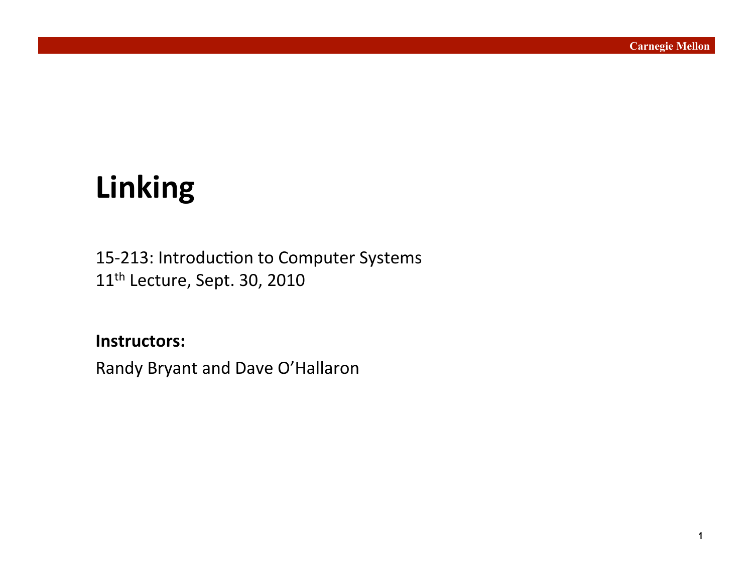# Linking

15-213: Introduction to Computer Systems
11th Lecture, Sept. 30, 2010

**Instructors:**

Randy Bryant and Dave O'Hallaron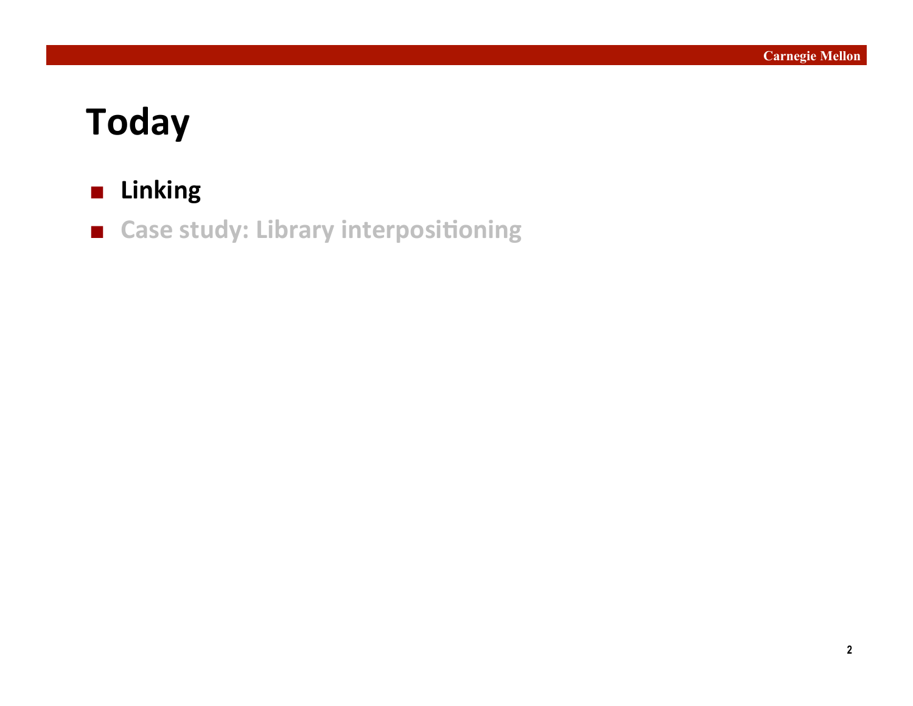# Today

- **Linking**
- Case study: Library interpositioning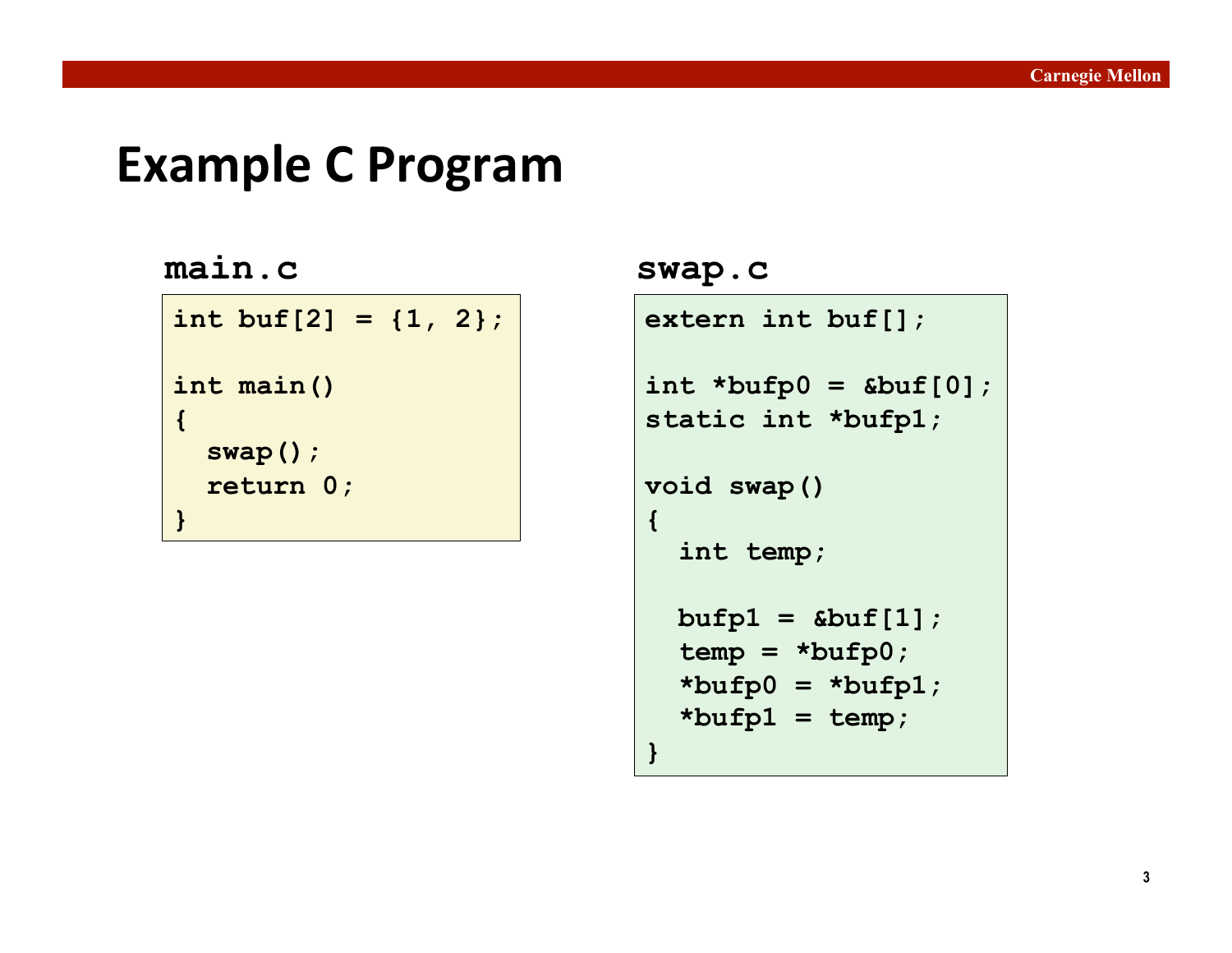# Example C Program

**main.c**

```
int buf[2] = {1, 2};

int main()
{
  swap();
  return 0;
}
```

**swap.c**

```
extern int buf[];

int *bufp0 = &buf[0];
static int *bufp1;

void swap()
{
  int temp;

  bufp1 = &buf[1];
  temp = *bufp0;
  *bufp0 = *bufp1;
  *bufp1 = temp;
}
```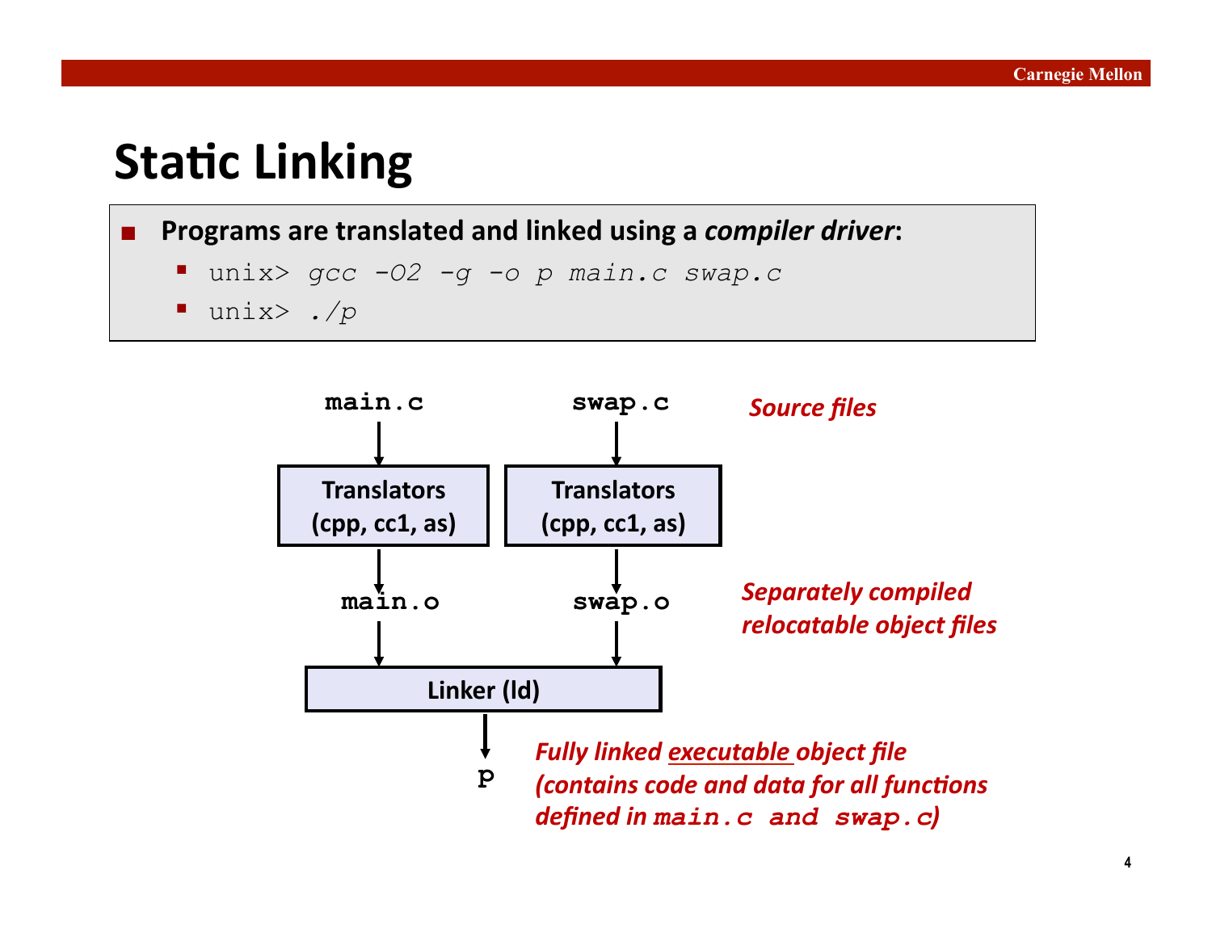# Static Linking

- **Programs are translated and linked using a *compiler driver*:**
  - `unix> gcc -O2 -g -o p main.c swap.c`
  - `unix> ./p`

main.c → Translators (cpp, cc1, as) → main.o

swap.c → Translators (cpp, cc1, as) → swap.o

main.o, swap.o → Linker (ld) → p

*Source files*

*Separately compiled relocatable object files*

*Fully linked executable object file (contains code and data for all functions defined in `main.c` and `swap.c`)*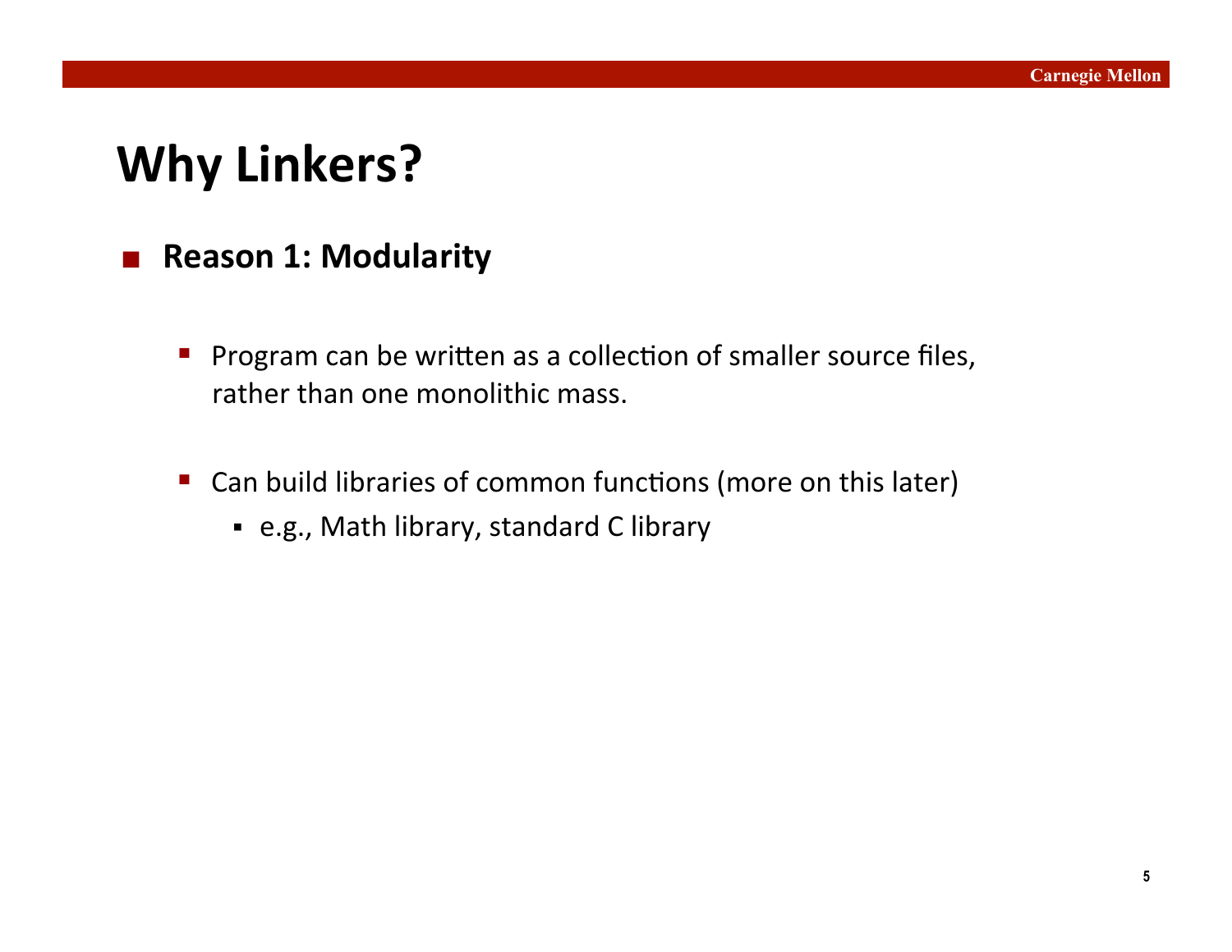# Why Linkers?

- **Reason 1: Modularity**

  - Program can be written as a collection of smaller source files, rather than one monolithic mass.

  - Can build libraries of common functions (more on this later)
    - e.g., Math library, standard C library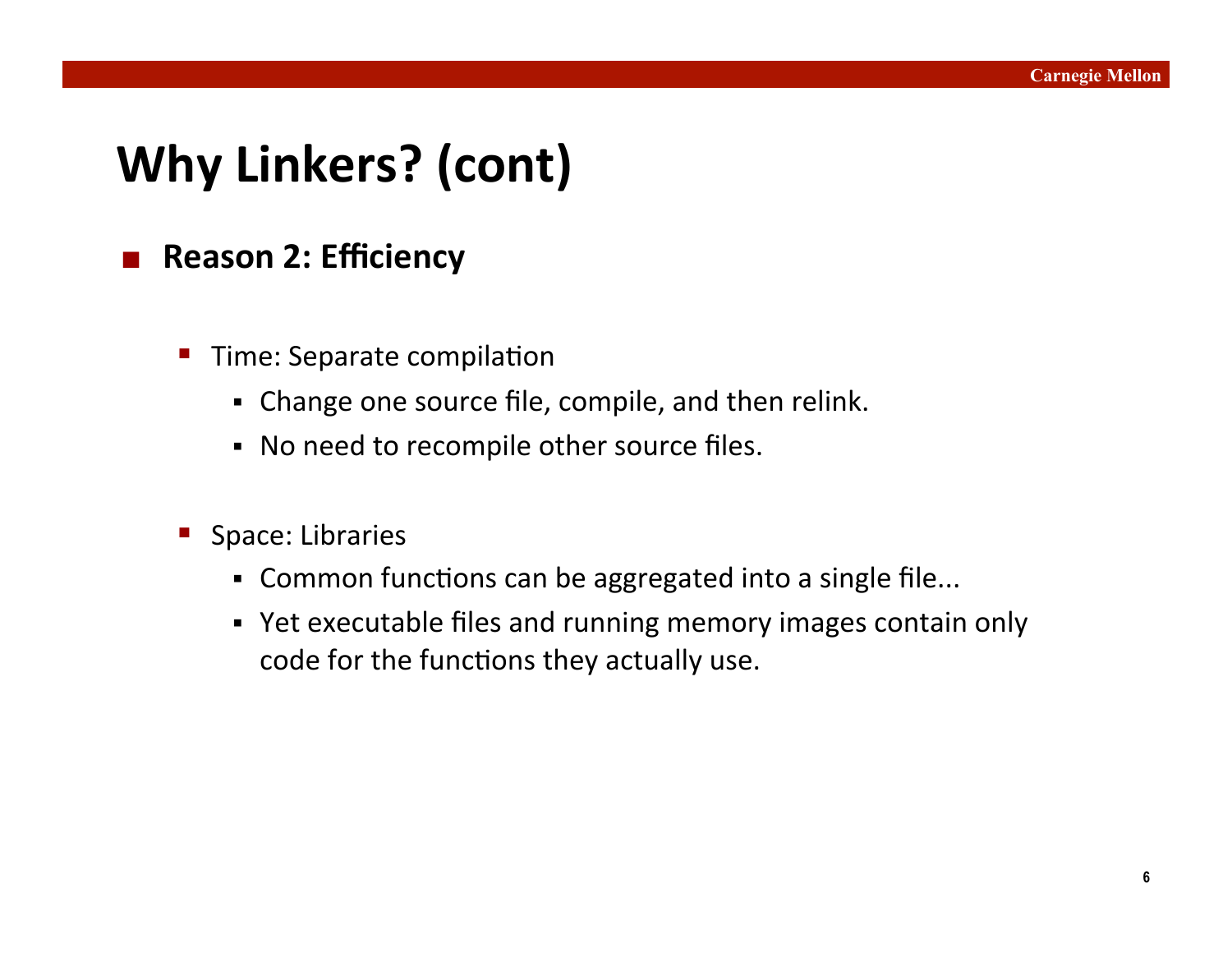# Why Linkers? (cont)

- **Reason 2: Efficiency**

  - Time: Separate compilation
    - Change one source file, compile, and then relink.
    - No need to recompile other source files.

  - Space: Libraries
    - Common functions can be aggregated into a single file...
    - Yet executable files and running memory images contain only code for the functions they actually use.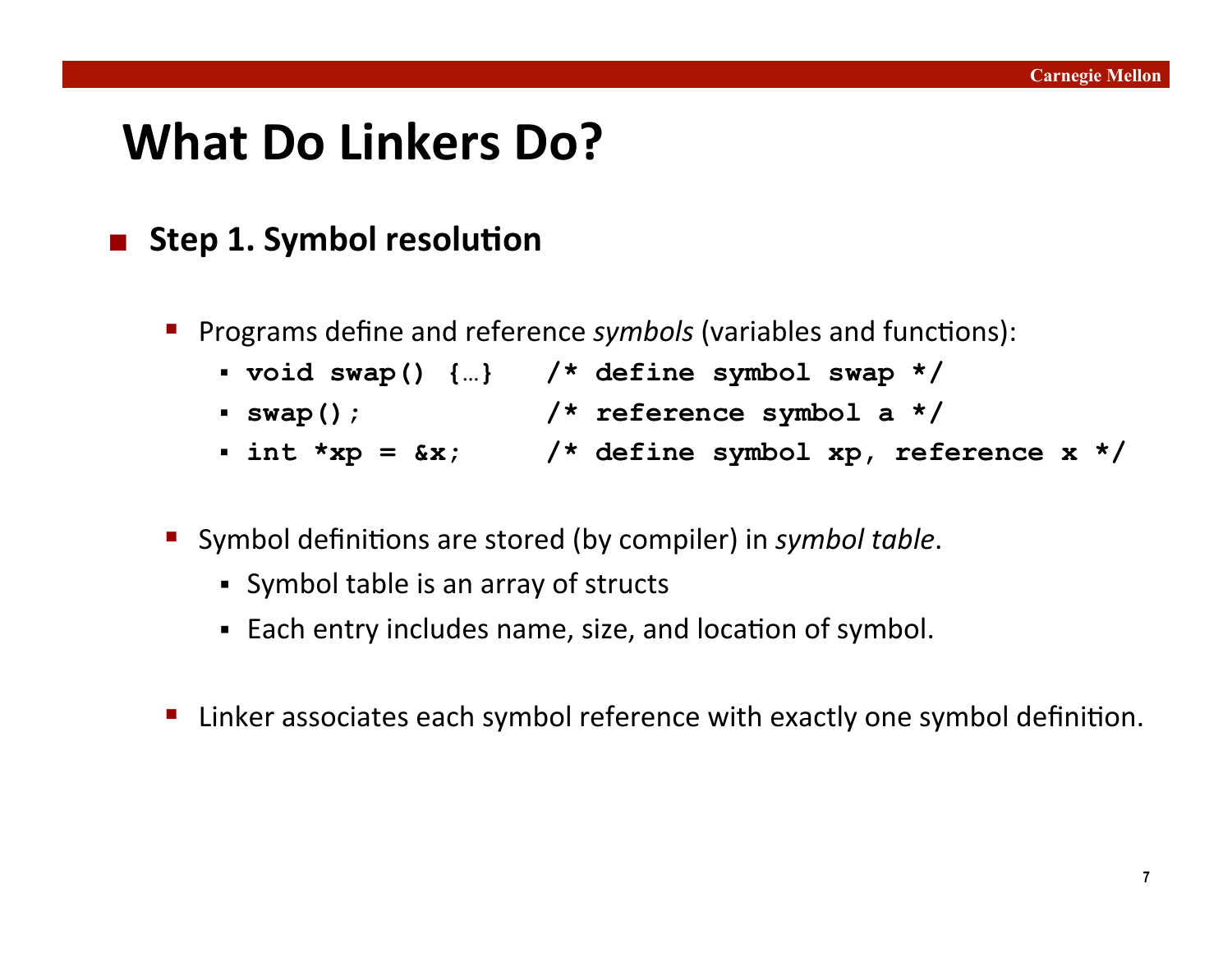# What Do Linkers Do?

- **Step 1. Symbol resolution**

  - Programs define and reference *symbols* (variables and functions):
    - `void swap() {…}    /* define symbol swap */`
    - `swap();            /* reference symbol a */`
    - `int *xp = &x;      /* define symbol xp, reference x */`

  - Symbol definitions are stored (by compiler) in *symbol table*.
    - Symbol table is an array of structs
    - Each entry includes name, size, and location of symbol.

  - Linker associates each symbol reference with exactly one symbol definition.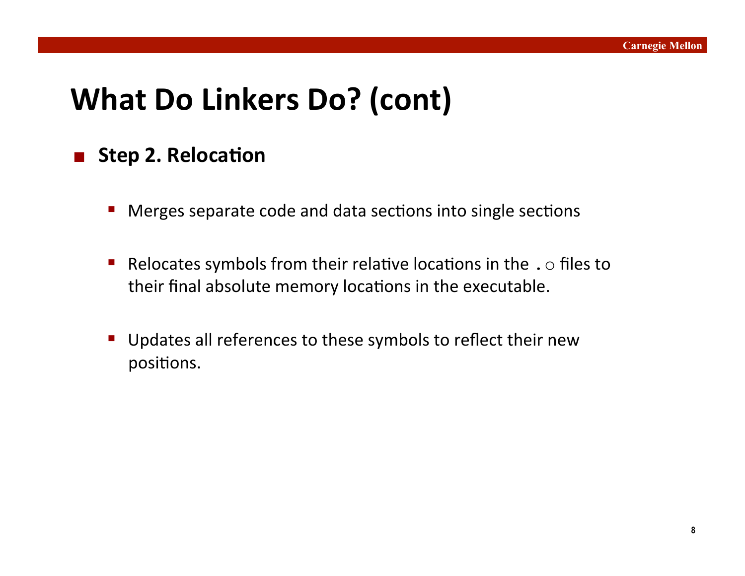# What Do Linkers Do? (cont)

- **Step 2. Relocation**
  - Merges separate code and data sections into single sections
  - Relocates symbols from their relative locations in the `.o` files to their final absolute memory locations in the executable.
  - Updates all references to these symbols to reflect their new positions.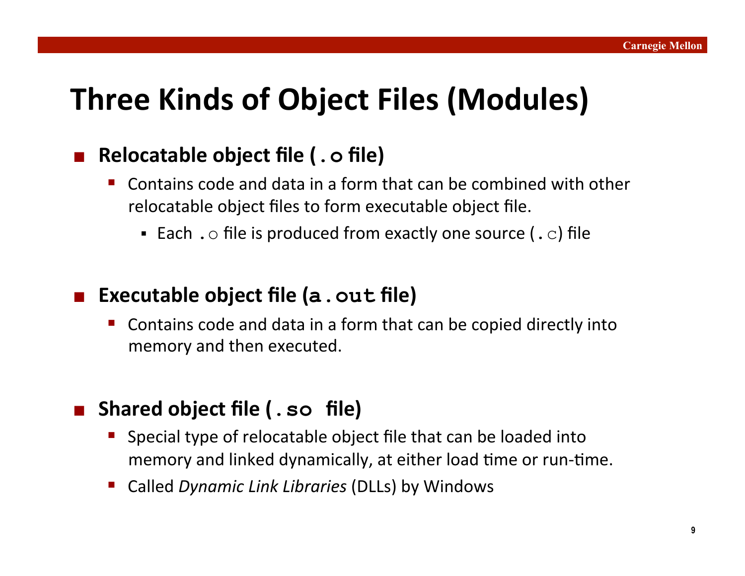# Three Kinds of Object Files (Modules)

- **Relocatable object file (`.o` file)**
  - Contains code and data in a form that can be combined with other relocatable object files to form executable object file.
    - Each `.o` file is produced from exactly one source (`.c`) file

- **Executable object file (`a.out` file)**
  - Contains code and data in a form that can be copied directly into memory and then executed.

- **Shared object file (`.so` file)**
  - Special type of relocatable object file that can be loaded into memory and linked dynamically, at either load time or run-time.
  - Called *Dynamic Link Libraries* (DLLs) by Windows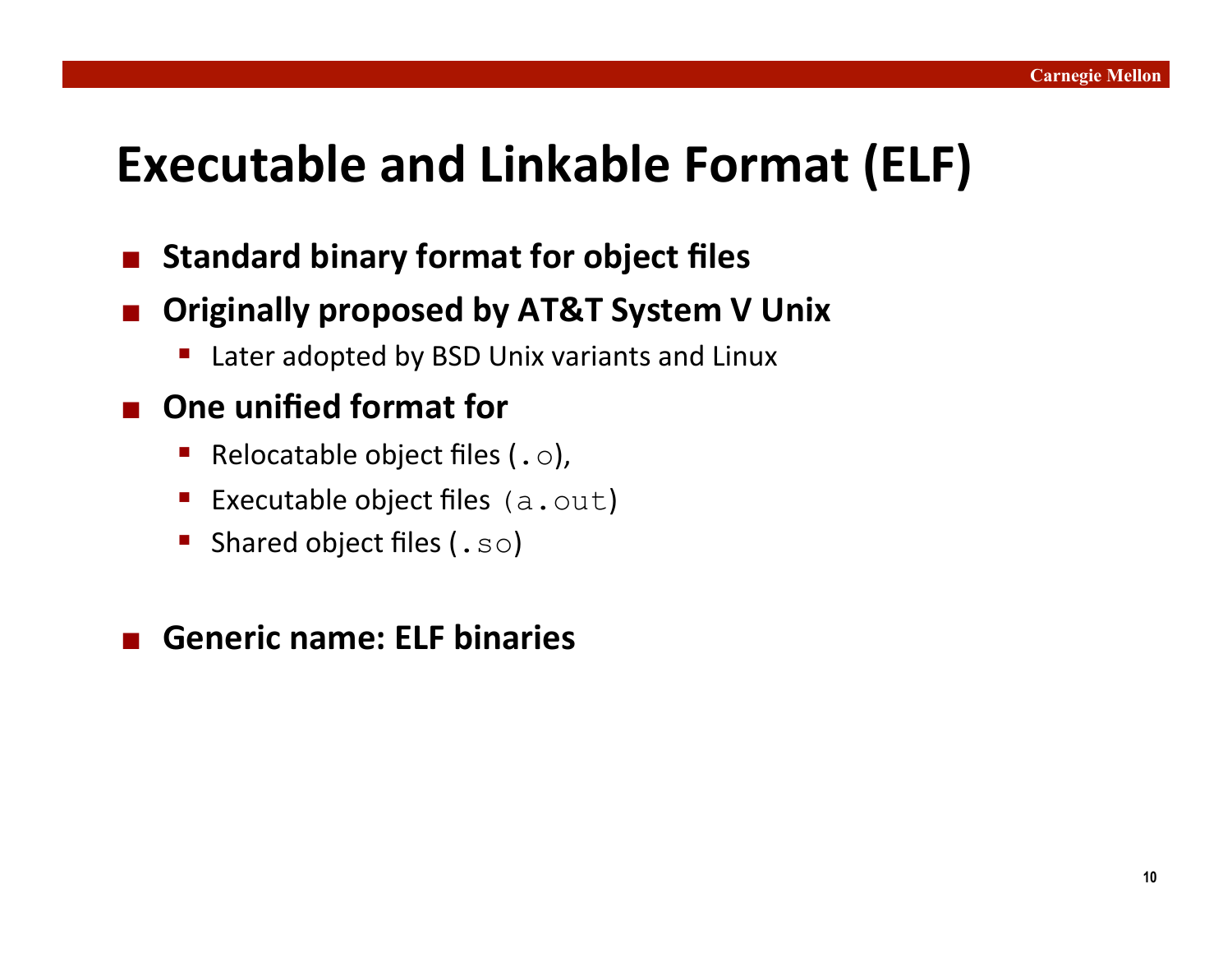# Executable and Linkable Format (ELF)

- **Standard binary format for object files**
- **Originally proposed by AT&T System V Unix**
  - Later adopted by BSD Unix variants and Linux
- **One unified format for**
  - Relocatable object files (`.o`),
  - Executable object files `(a.out`)
  - Shared object files (`.so`)
- **Generic name: ELF binaries**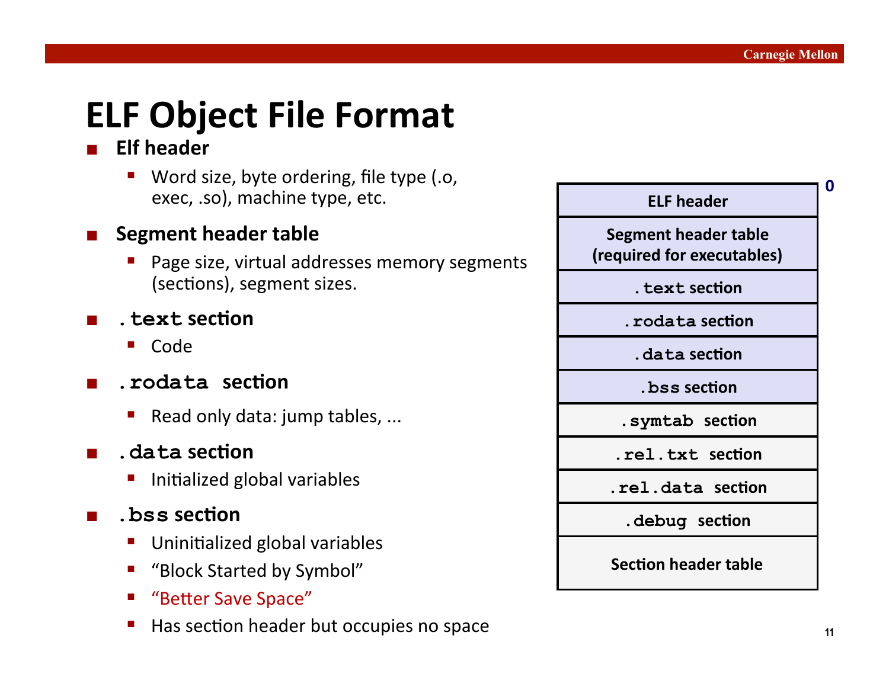# ELF Object File Format

- **Elf header**
  - Word size, byte ordering, file type (.o, exec, .so), machine type, etc.
- **Segment header table**
  - Page size, virtual addresses memory segments (sections), segment sizes.
- **`.text` section**
  - Code
- **`.rodata` section**
  - Read only data: jump tables, ...
- **`.data` section**
  - Initialized global variables
- **`.bss` section**
  - Uninitialized global variables
  - “Block Started by Symbol”
  - “Better Save Space”
  - Has section header but occupies no space

| ELF file layout (offset 0 at top) |
|---|
| **ELF header** |
| **Segment header table (required for executables)** |
| **`.text` section** |
| **`.rodata` section** |
| **`.data` section** |
| **`.bss` section** |
| **`.symtab` section** |
| **`.rel.txt` section** |
| **`.rel.data` section** |
| **`.debug` section** |
| **Section header table** |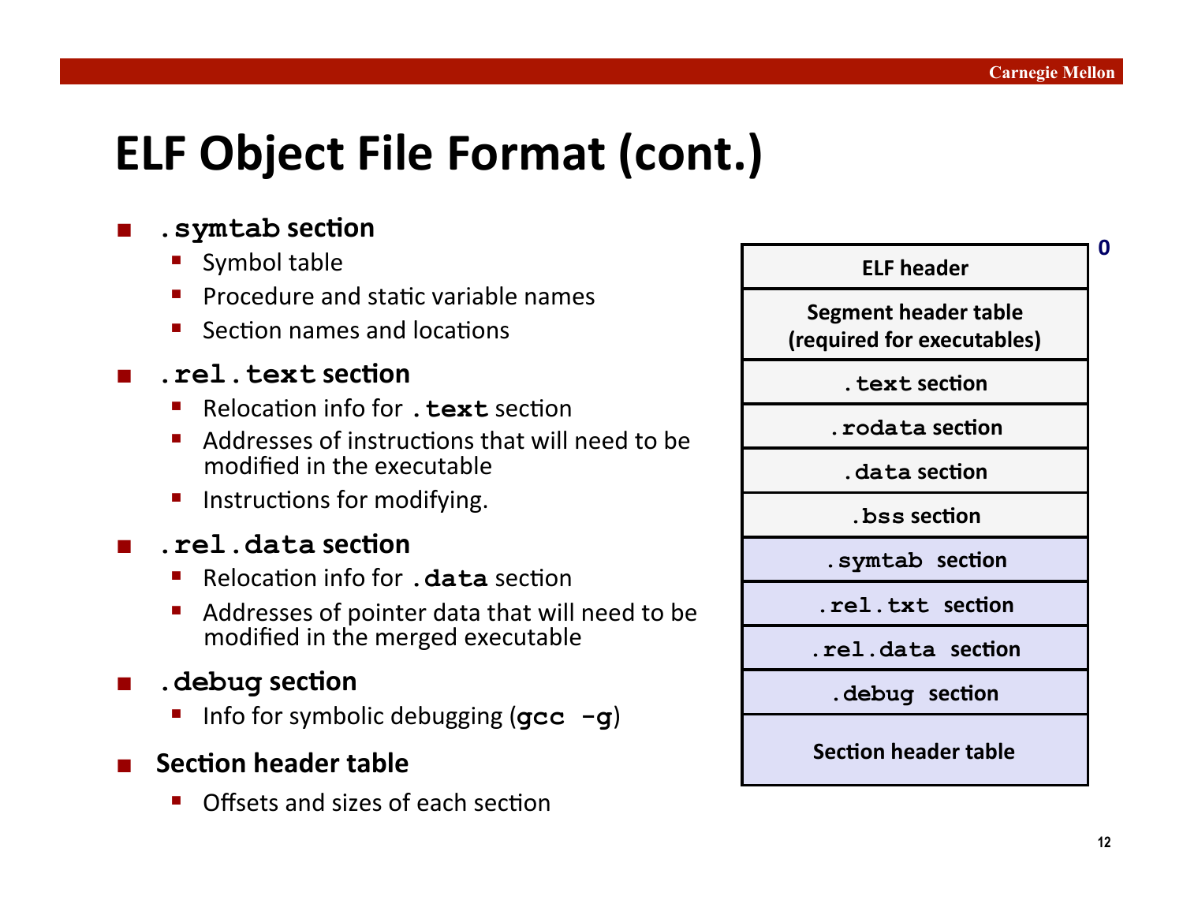# ELF Object File Format (cont.)

- **`.symtab` section**
  - Symbol table
  - Procedure and static variable names
  - Section names and locations
- **`.rel.text` section**
  - Relocation info for **`.text`** section
  - Addresses of instructions that will need to be modified in the executable
  - Instructions for modifying.
- **`.rel.data` section**
  - Relocation info for **`.data`** section
  - Addresses of pointer data that will need to be modified in the merged executable
- **`.debug` section**
  - Info for symbolic debugging (**`gcc -g`**)
- **Section header table**
  - Offsets and sizes of each section

| ELF header | 0 |
|---|---|
| Segment header table (required for executables) | |
| `.text` section | |
| `.rodata` section | |
| `.data` section | |
| `.bss` section | |
| `.symtab` section | |
| `.rel.txt` section | |
| `.rel.data` section | |
| `.debug` section | |
| Section header table | |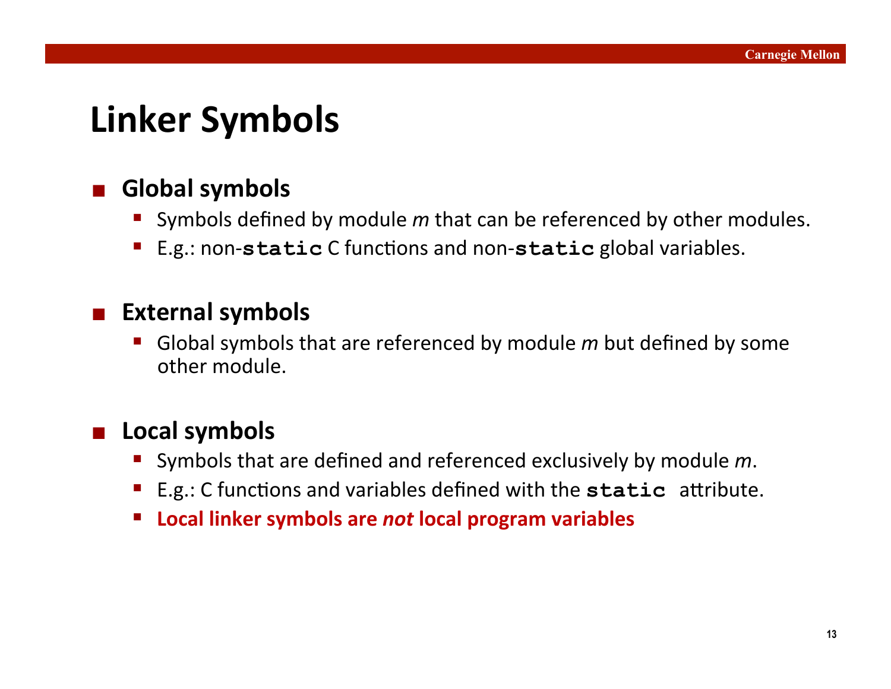# Linker Symbols

- **Global symbols**
  - Symbols defined by module *m* that can be referenced by other modules.
  - E.g.: non-`static` C functions and non-`static` global variables.

- **External symbols**
  - Global symbols that are referenced by module *m* but defined by some other module.

- **Local symbols**
  - Symbols that are defined and referenced exclusively by module *m*.
  - E.g.: C functions and variables defined with the `static` attribute.
  - **Local linker symbols are *not* local program variables**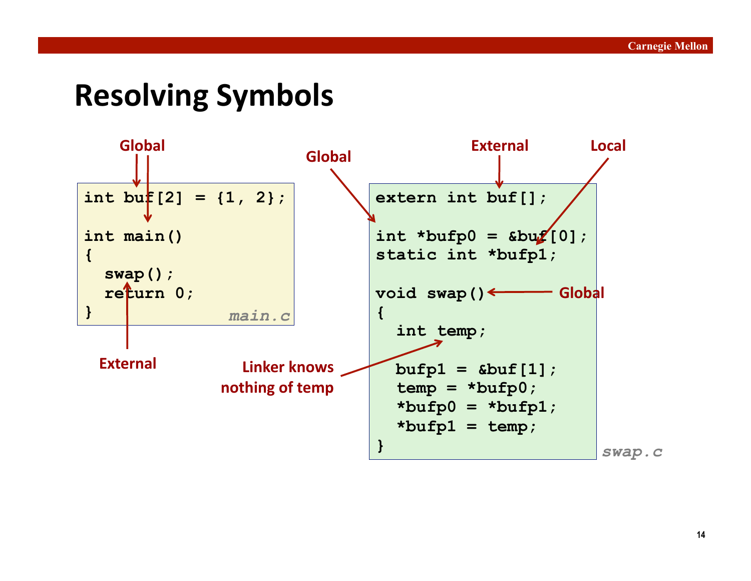# Resolving Symbols

```c
int buf[2] = {1, 2};

int main()
{
  swap();
  return 0;
}
```
*main.c*

- Global: `buf`
- Global: `main`
- External: `swap`

```c
extern int buf[];

int *bufp0 = &buf[0];
static int *bufp1;

void swap()
{
  int temp;

  bufp1 = &buf[1];
  temp = *bufp0;
  *bufp0 = *bufp1;
  *bufp1 = temp;
}
```
*swap.c*

- External: `buf`
- Global: `bufp0`
- Local: `bufp1`
- Global: `swap`
- Linker knows nothing of temp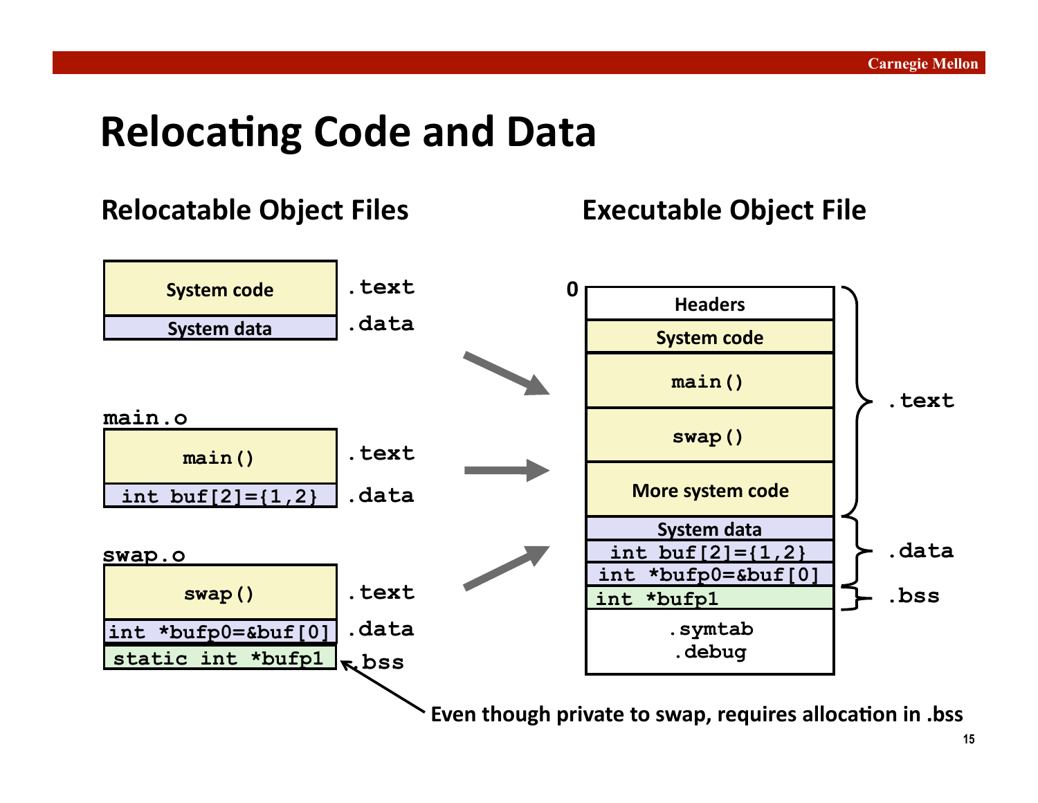# Relocating Code and Data

## Relocatable Object Files

| Contents | Section |
| --- | --- |
| System code | .text |
| System data | .data |

`main.o`

| Contents | Section |
| --- | --- |
| `main()` | .text |
| `int buf[2]={1,2}` | .data |

`swap.o`

| Contents | Section |
| --- | --- |
| `swap()` | .text |
| `int *bufp0=&buf[0]` | .data |
| `static int *bufp1` | .bss |

## Executable Object File

| Contents | Section |
| --- | --- |
| 0 Headers | .text |
| System code | .text |
| `main()` | .text |
| `swap()` | .text |
| More system code | .text |
| System data | .data |
| `int buf[2]={1,2}` | .data |
| `int *bufp0=&buf[0]` | .data |
| `int *bufp1` | .bss |
| .symtab .debug | |

Even though private to swap, requires allocation in .bss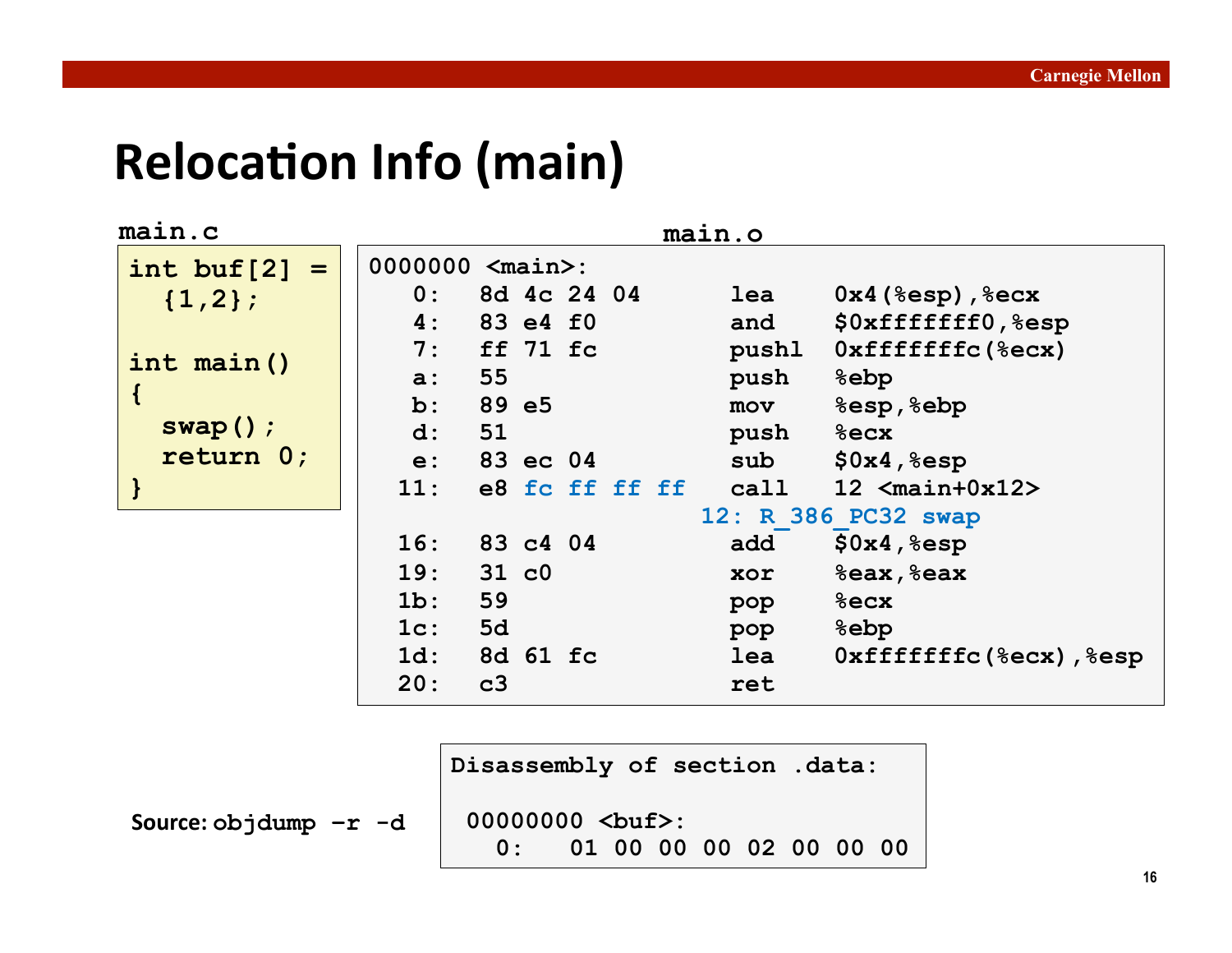# Relocation Info (main)

**main.c**

```
int buf[2] =
  {1,2};

int main()
{
  swap();
  return 0;
}
```

**main.o**

```
0000000 <main>:
   0:   8d 4c 24 04       lea    0x4(%esp),%ecx
   4:   83 e4 f0          and    $0xfffffff0,%esp
   7:   ff 71 fc          pushl  0xfffffffc(%ecx)
   a:   55                push   %ebp
   b:   89 e5             mov    %esp,%ebp
   d:   51                push   %ecx
   e:   83 ec 04          sub    $0x4,%esp
  11:   e8 fc ff ff ff    call   12 <main+0x12>
                   12: R_386_PC32 swap
  16:   83 c4 04          add    $0x4,%esp
  19:   31 c0             xor    %eax,%eax
  1b:   59                pop    %ecx
  1c:   5d                pop    %ebp
  1d:   8d 61 fc          lea    0xfffffffc(%ecx),%esp
  20:   c3                ret
```

```
Disassembly of section .data:

 00000000 <buf>:
   0:   01 00 00 00 02 00 00 00
```

**Source:** `objdump –r -d`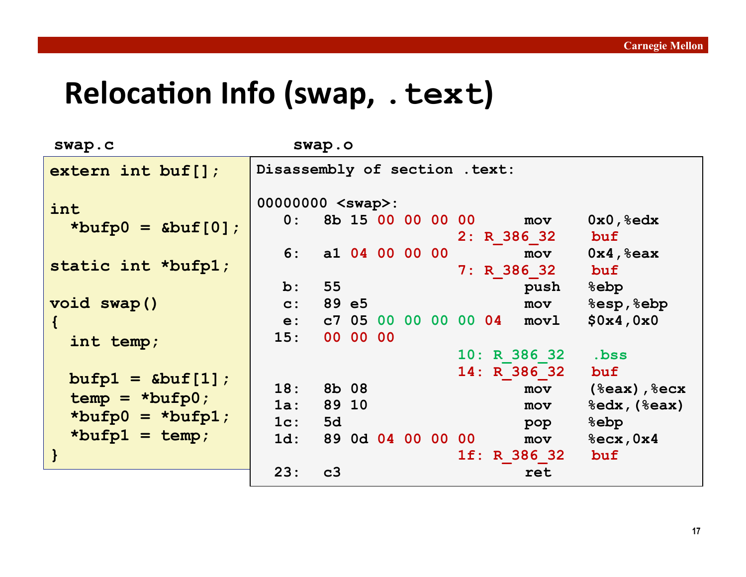# Relocation Info (swap, .text)

**swap.c**

```
extern int buf[];

int
  *bufp0 = &buf[0];

static int *bufp1;

void swap()
{
  int temp;

  bufp1 = &buf[1];
  temp = *bufp0;
  *bufp0 = *bufp1;
  *bufp1 = temp;
}
```

**swap.o**

```
Disassembly of section .text:

00000000 <swap>:
   0:   8b 15 00 00 00 00       mov    0x0,%edx
                        2: R_386_32    buf
   6:   a1 04 00 00 00          mov    0x4,%eax
                        7: R_386_32    buf
   b:   55                      push   %ebp
   c:   89 e5                   mov    %esp,%ebp
   e:   c7 05 00 00 00 00 04    movl   $0x4,0x0
  15:   00 00 00
                        10: R_386_32    .bss
                        14: R_386_32    buf
  18:   8b 08                   mov    (%eax),%ecx
  1a:   89 10                   mov    %edx,(%eax)
  1c:   5d                      pop    %ebp
  1d:   89 0d 04 00 00 00       mov    %ecx,0x4
                        1f: R_386_32    buf
  23:   c3                      ret
```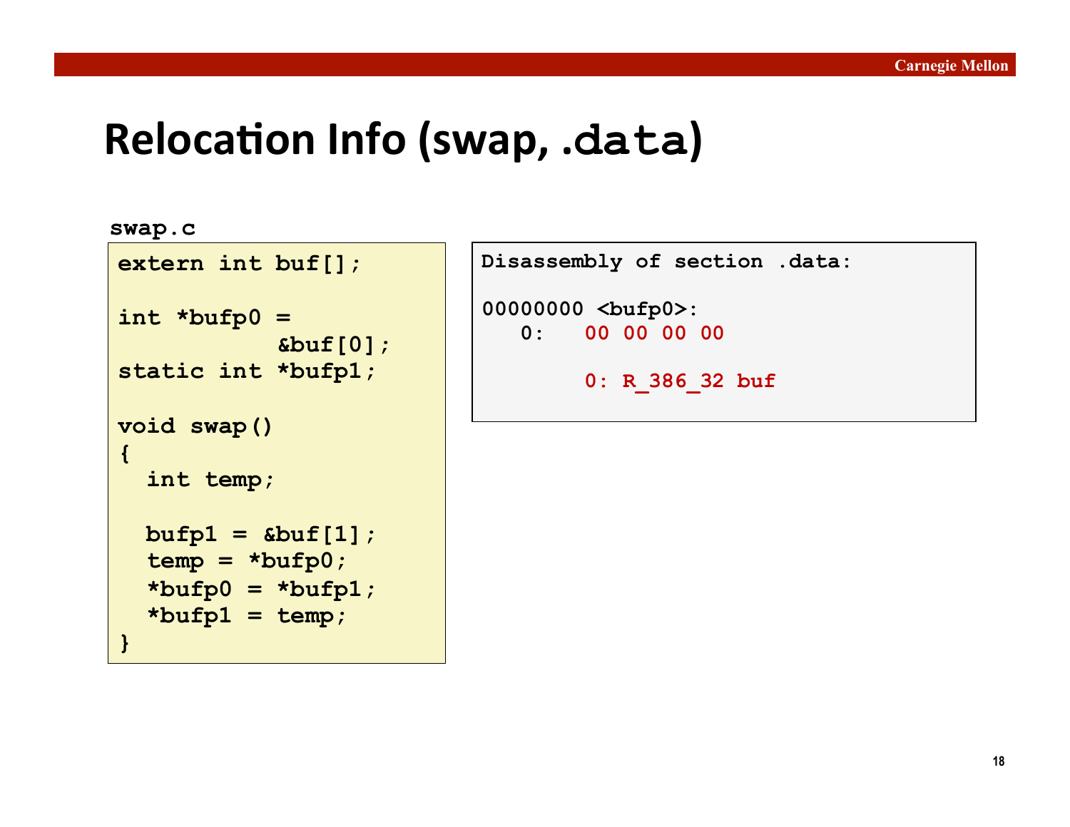# Relocation Info (swap, .data)

**swap.c**

```
extern int buf[];

int *bufp0 =
            &buf[0];
static int *bufp1;

void swap()
{
  int temp;

  bufp1 = &buf[1];
  temp = *bufp0;
  *bufp0 = *bufp1;
  *bufp1 = temp;
}
```

```
Disassembly of section .data:

00000000 <bufp0>:
   0:   00 00 00 00

        0: R_386_32 buf
```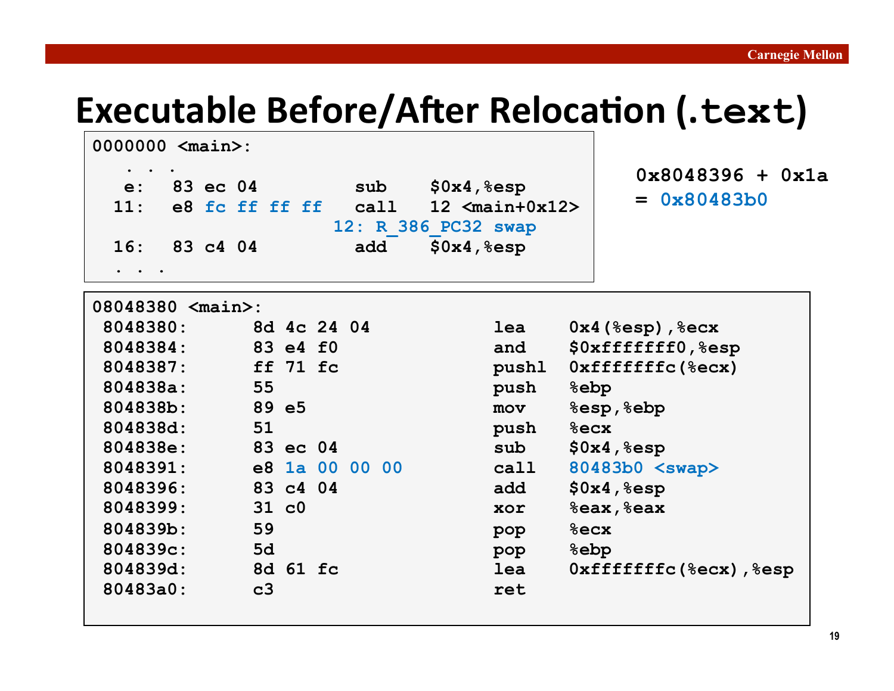# Executable Before/After Relocation (`.text`)

```
0000000 <main>:
   . . .
   e:   83 ec 04          sub    $0x4,%esp
  11:   e8 fc ff ff ff    call   12 <main+0x12>
                     12: R_386_PC32 swap
  16:   83 c4 04          add    $0x4,%esp
  . . .
```

```
0x8048396 + 0x1a
= 0x80483b0
```

```
08048380 <main>:
 8048380:       8d 4c 24 04             lea    0x4(%esp),%ecx
 8048384:       83 e4 f0                and    $0xfffffff0,%esp
 8048387:       ff 71 fc                pushl  0xfffffffc(%ecx)
 804838a:       55                      push   %ebp
 804838b:       89 e5                   mov    %esp,%ebp
 804838d:       51                      push   %ecx
 804838e:       83 ec 04                sub    $0x4,%esp
 8048391:       e8 1a 00 00 00          call   80483b0 <swap>
 8048396:       83 c4 04                add    $0x4,%esp
 8048399:       31 c0                   xor    %eax,%eax
 804839b:       59                      pop    %ecx
 804839c:       5d                      pop    %ebp
 804839d:       8d 61 fc                lea    0xfffffffc(%ecx),%esp
 80483a0:       c3                      ret
```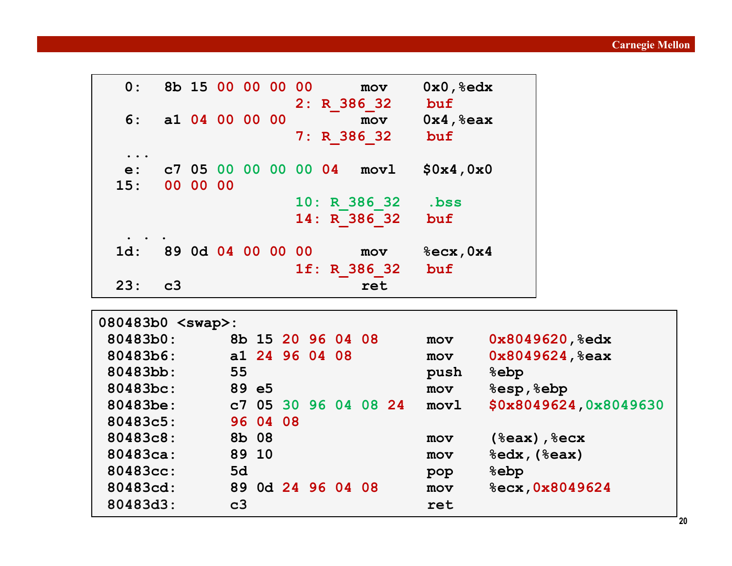```
   0:   8b 15 00 00 00 00       mov    0x0,%edx
                      2: R_386_32    buf
   6:   a1 04 00 00 00          mov    0x4,%eax
                      7: R_386_32    buf
  ...
   e:   c7 05 00 00 00 00 04    movl   $0x4,0x0
  15:   00 00 00
                      10: R_386_32   .bss
                      14: R_386_32   buf
  . . .
  1d:   89 0d 04 00 00 00       mov    %ecx,0x4
                      1f: R_386_32   buf
  23:   c3                      ret
```

```
080483b0 <swap>:
 80483b0:      8b 15 20 96 04 08       mov    0x8049620,%edx
 80483b6:      a1 24 96 04 08          mov    0x8049624,%eax
 80483bb:      55                      push   %ebp
 80483bc:      89 e5                   mov    %esp,%ebp
 80483be:      c7 05 30 96 04 08 24    movl   $0x8049624,0x8049630
 80483c5:      96 04 08
 80483c8:      8b 08                   mov    (%eax),%ecx
 80483ca:      89 10                   mov    %edx,(%eax)
 80483cc:      5d                      pop    %ebp
 80483cd:      89 0d 24 96 04 08       mov    %ecx,0x8049624
 80483d3:      c3                      ret
```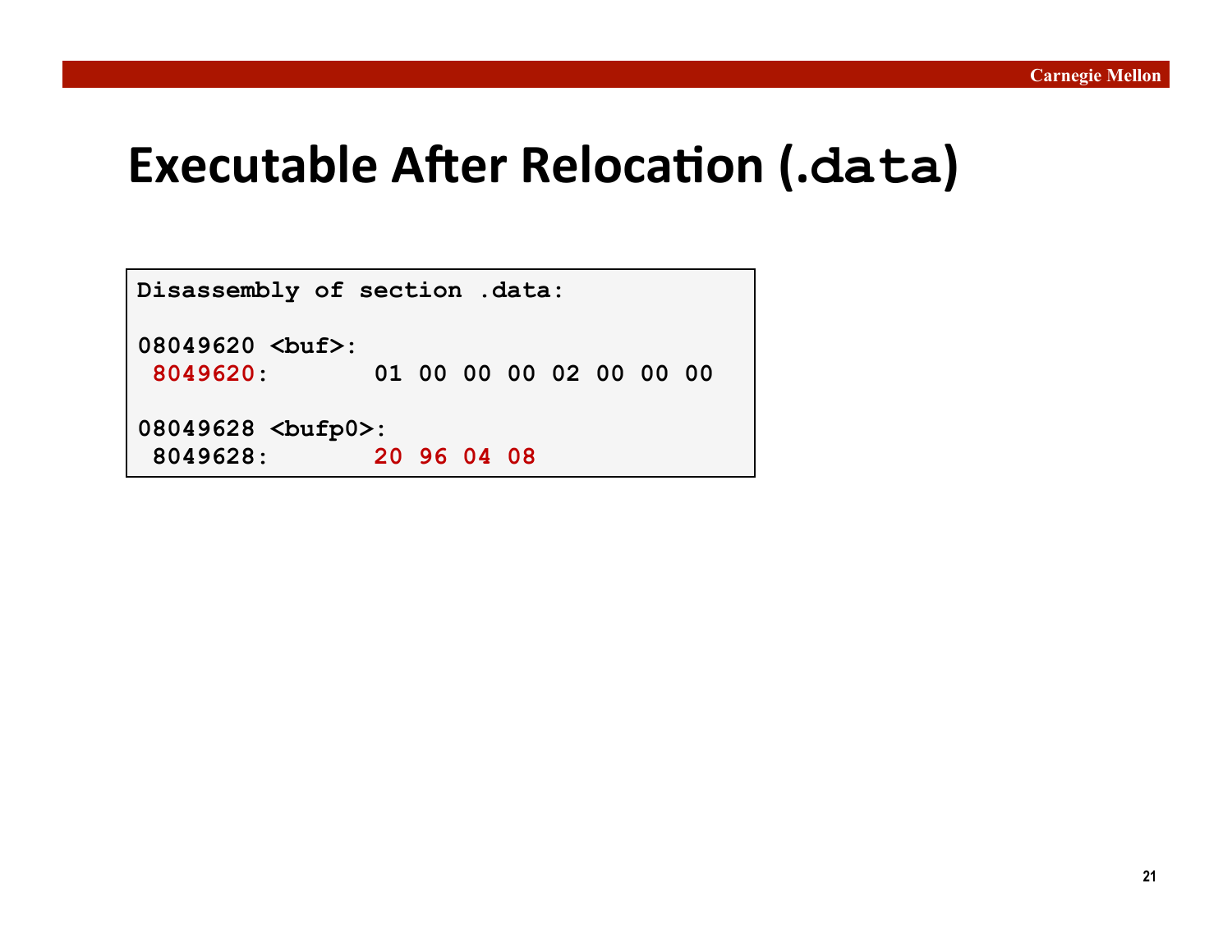# Executable After Relocation (.data)

```
Disassembly of section .data:

08049620 <buf>:
 8049620:       01 00 00 00 02 00 00 00

08049628 <bufp0>:
 8049628:       20 96 04 08
```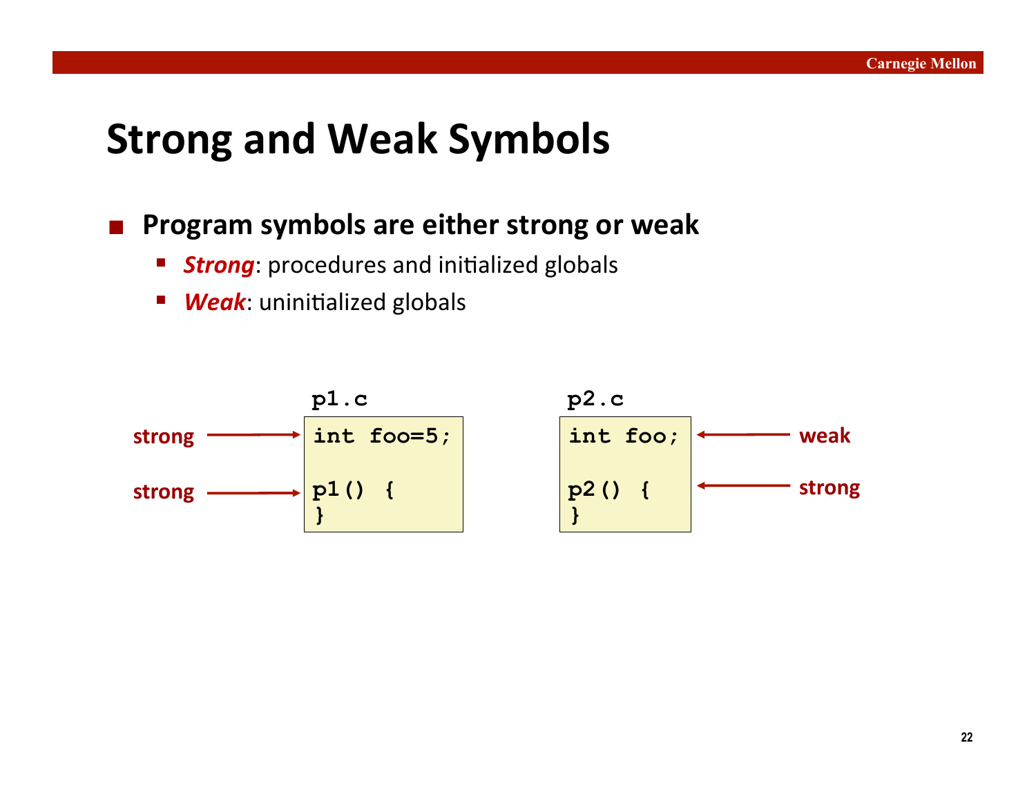# Strong and Weak Symbols

- **Program symbols are either strong or weak**
  - ***Strong***: procedures and initialized globals
  - ***Weak***: uninitialized globals

**p1.c**

```
int foo=5;     <- strong

p1() {         <- strong
}
```

**p2.c**

```
int foo;       <- weak

p2() {         <- strong
}
```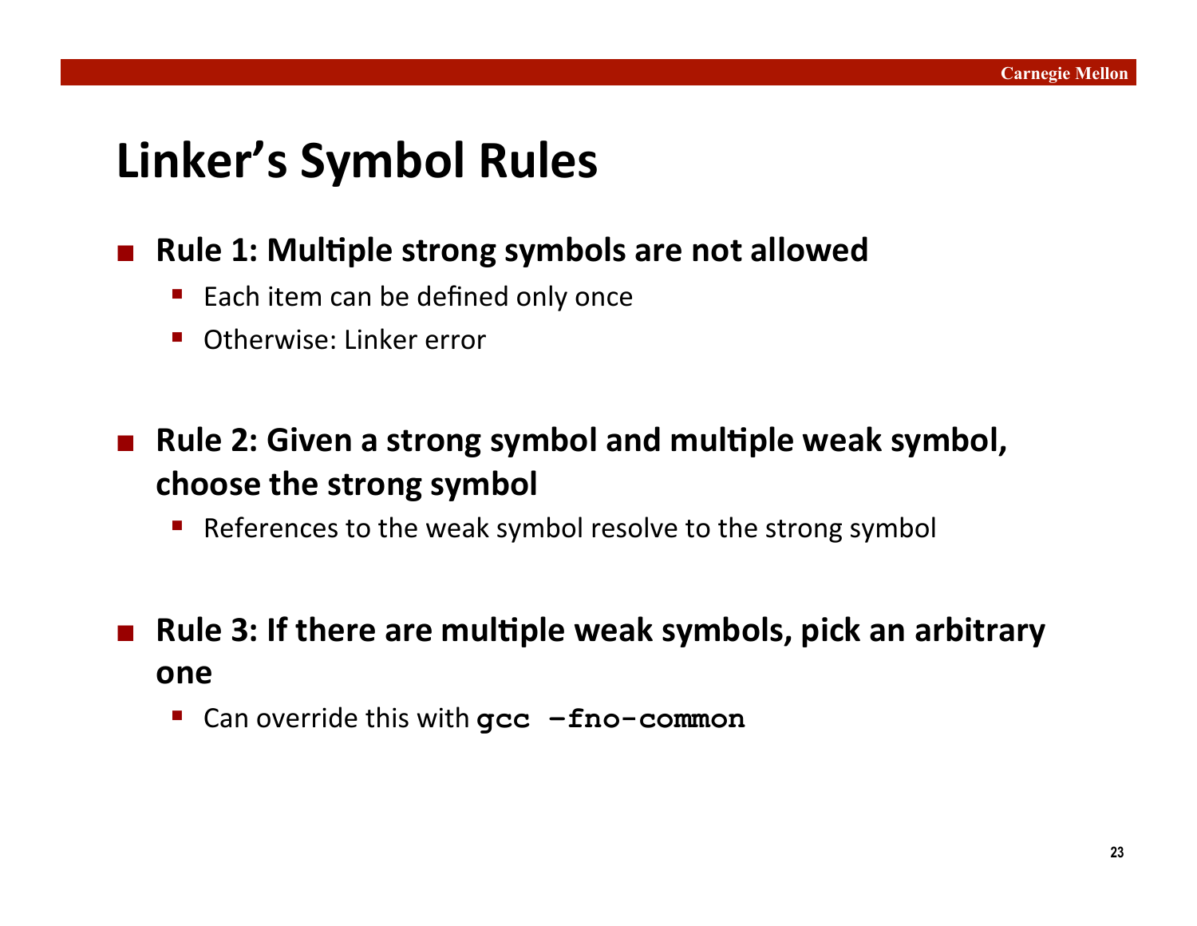# Linker's Symbol Rules

- **Rule 1: Multiple strong symbols are not allowed**
  - Each item can be defined only once
  - Otherwise: Linker error

- **Rule 2: Given a strong symbol and multiple weak symbol, choose the strong symbol**
  - References to the weak symbol resolve to the strong symbol

- **Rule 3: If there are multiple weak symbols, pick an arbitrary one**
  - Can override this with **`gcc –fno-common`**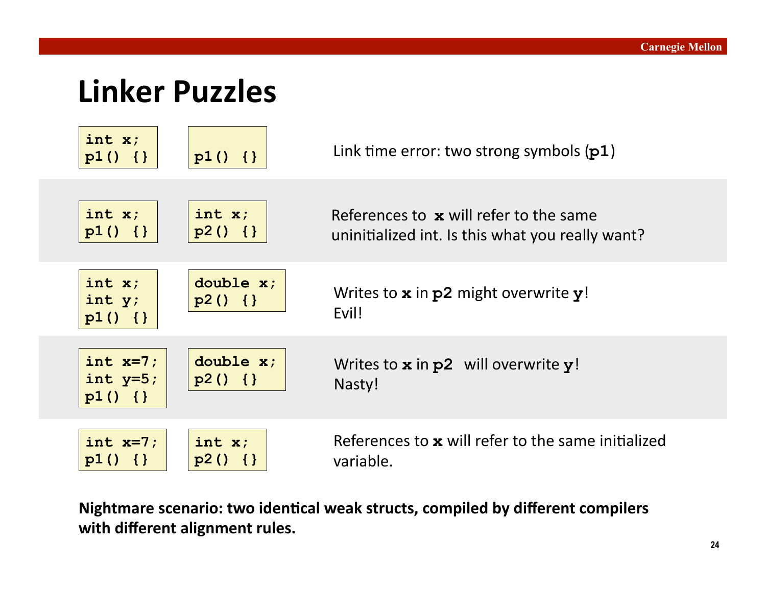# Linker Puzzles

| Module 1 | Module 2 | Result |
|---|---|---|
| `int x;`<br>`p1() {}` | `p1() {}` | Link time error: two strong symbols (**`p1`**) |
| `int x;`<br>`p1() {}` | `int x;`<br>`p2() {}` | References to **`x`** will refer to the same uninitialized int. Is this what you really want? |
| `int x;`<br>`int y;`<br>`p1() {}` | `double x;`<br>`p2() {}` | Writes to **`x`** in **`p2`** might overwrite **`y`**! Evil! |
| `int x=7;`<br>`int y=5;`<br>`p1() {}` | `double x;`<br>`p2() {}` | Writes to **`x`** in **`p2`** will overwrite **`y`**! Nasty! |
| `int x=7;`<br>`p1() {}` | `int x;`<br>`p2() {}` | References to **`x`** will refer to the same initialized variable. |

**Nightmare scenario: two identical weak structs, compiled by different compilers with different alignment rules.**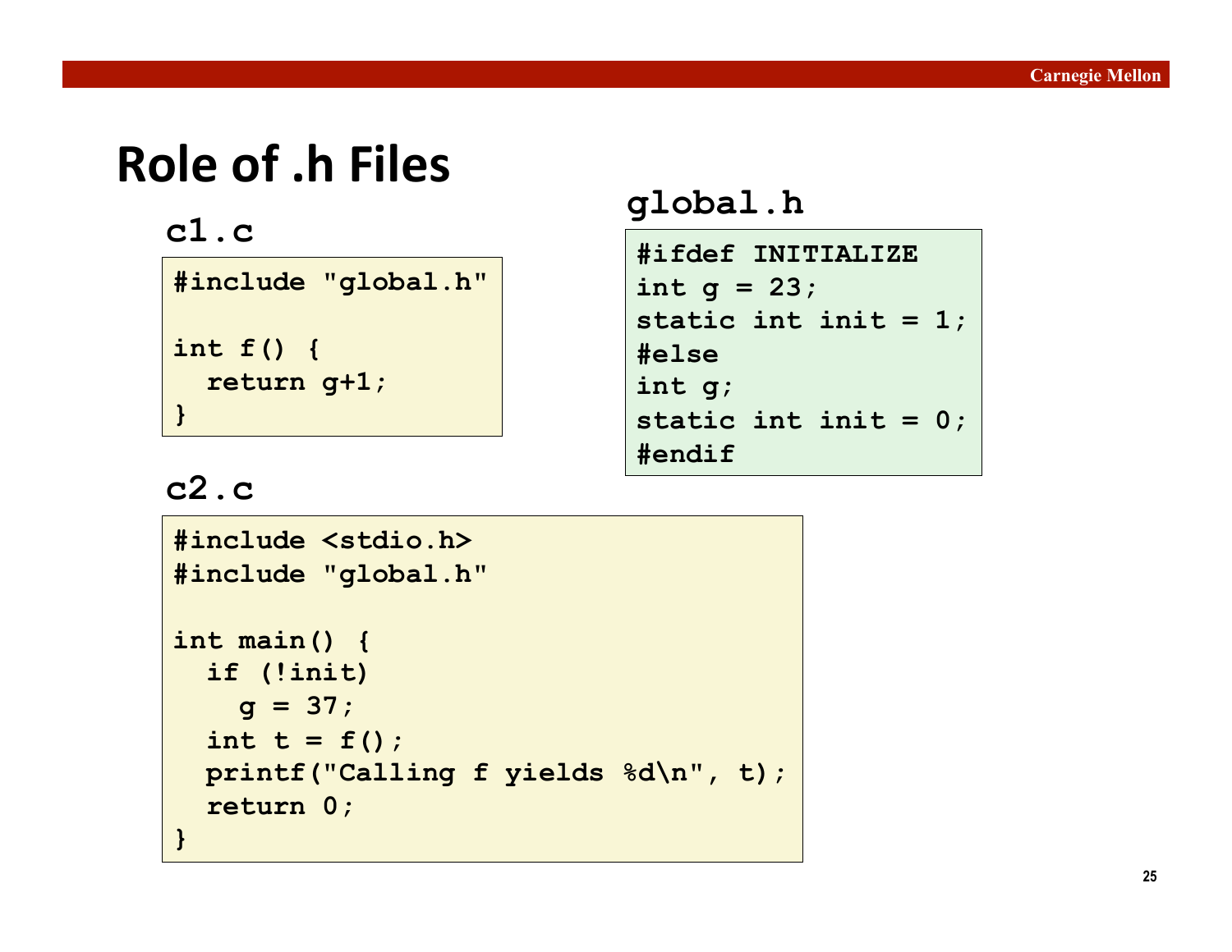# Role of .h Files

**c1.c**

```
#include "global.h"

int f() {
  return g+1;
}
```

**global.h**

```
#ifdef INITIALIZE
int g = 23;
static int init = 1;
#else
int g;
static int init = 0;
#endif
```

**c2.c**

```
#include <stdio.h>
#include "global.h"

int main() {
  if (!init)
    g = 37;
  int t = f();
  printf("Calling f yields %d\n", t);
  return 0;
}
```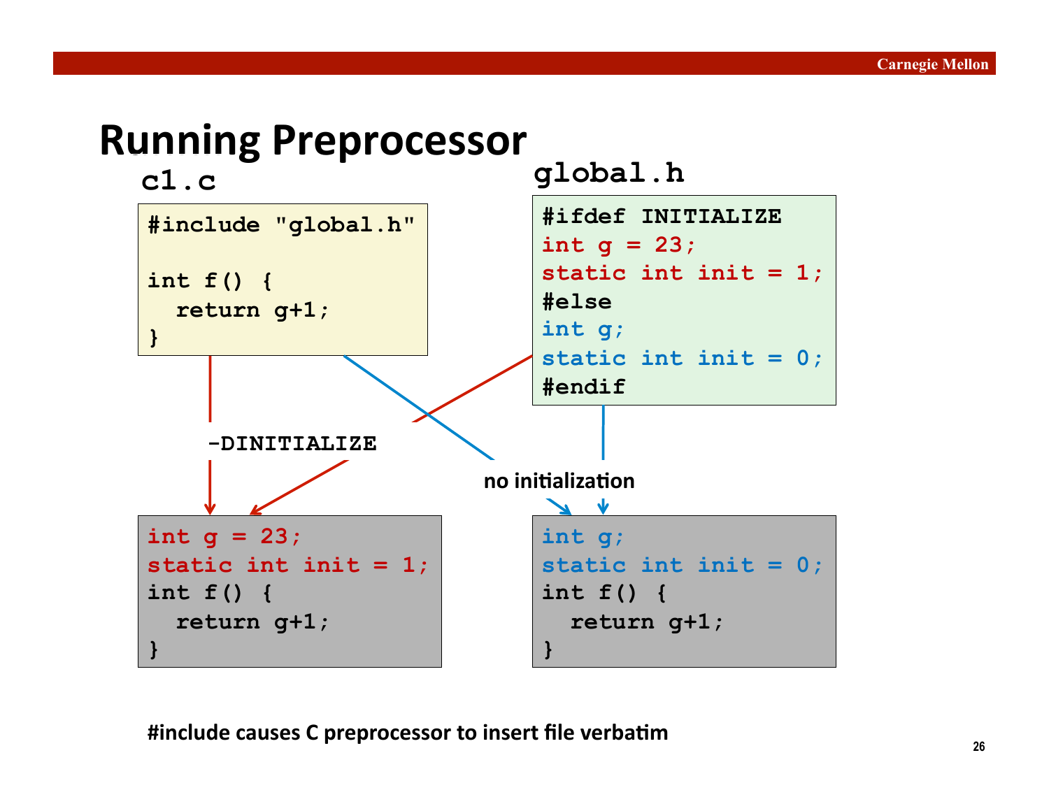# Running Preprocessor

**c1.c**

```c
#include "global.h"

int f() {
  return g+1;
}
```

**global.h**

```c
#ifdef INITIALIZE
int g = 23;
static int init = 1;
#else
int g;
static int init = 0;
#endif
```

**-DINITIALIZE**

```c
int g = 23;
static int init = 1;
int f() {
  return g+1;
}
```

**no initialization**

```c
int g;
static int init = 0;
int f() {
  return g+1;
}
```

**#include causes C preprocessor to insert file verbatim**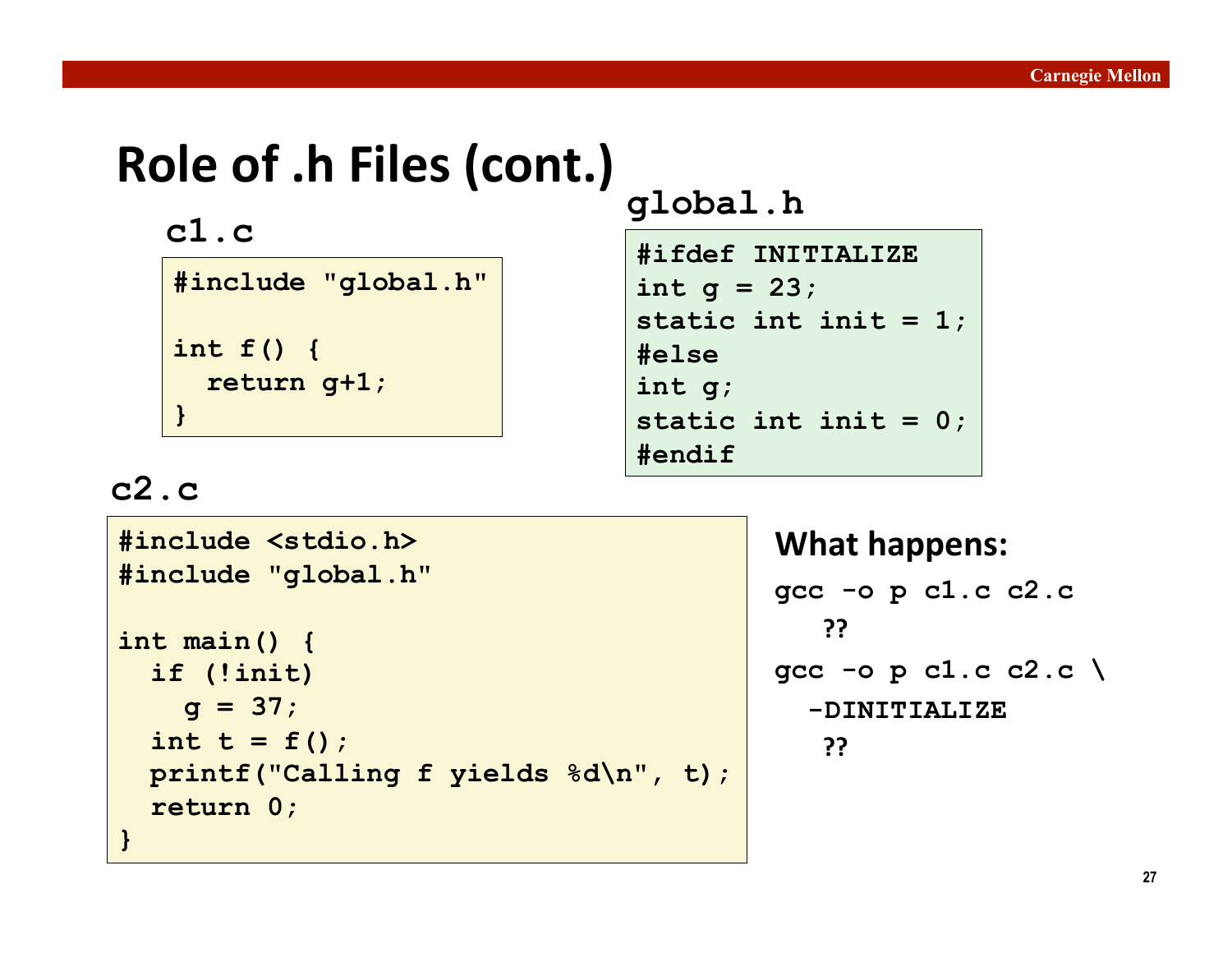# Role of .h Files (cont.)

**c1.c**

```
#include "global.h"

int f() {
  return g+1;
}
```

**global.h**

```
#ifdef INITIALIZE
int g = 23;
static int init = 1;
#else
int g;
static int init = 0;
#endif
```

**c2.c**

```
#include <stdio.h>
#include "global.h"

int main() {
  if (!init)
    g = 37;
  int t = f();
  printf("Calling f yields %d\n", t);
  return 0;
}
```

## What happens:

```
gcc -o p c1.c c2.c
```

??

```
gcc -o p c1.c c2.c \
  -DINITIALIZE
```

??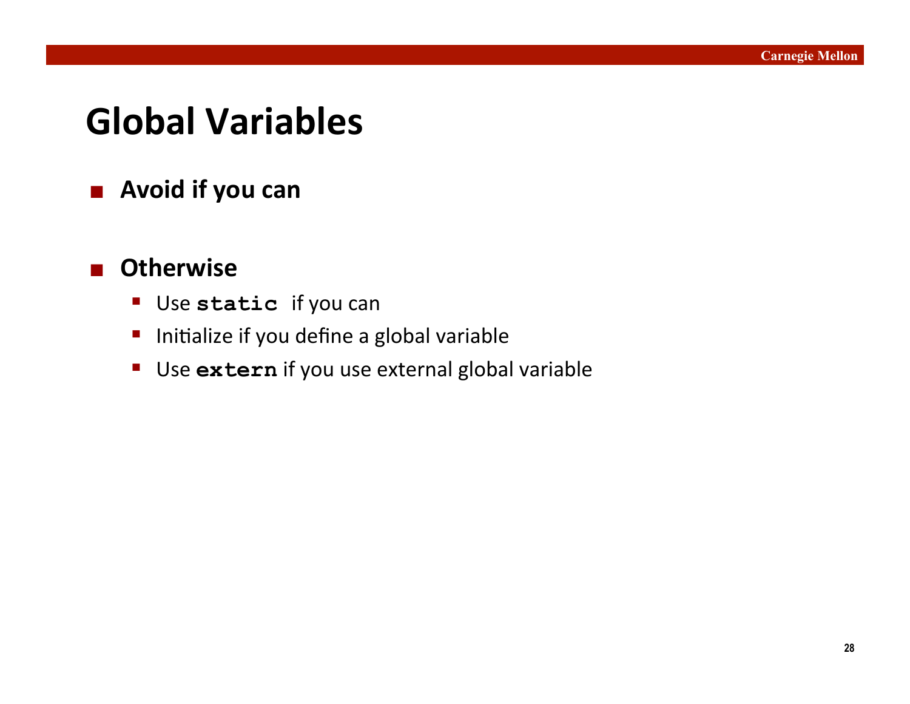# Global Variables

- **Avoid if you can**

- **Otherwise**
  - Use `static` if you can
  - Initialize if you define a global variable
  - Use `extern` if you use external global variable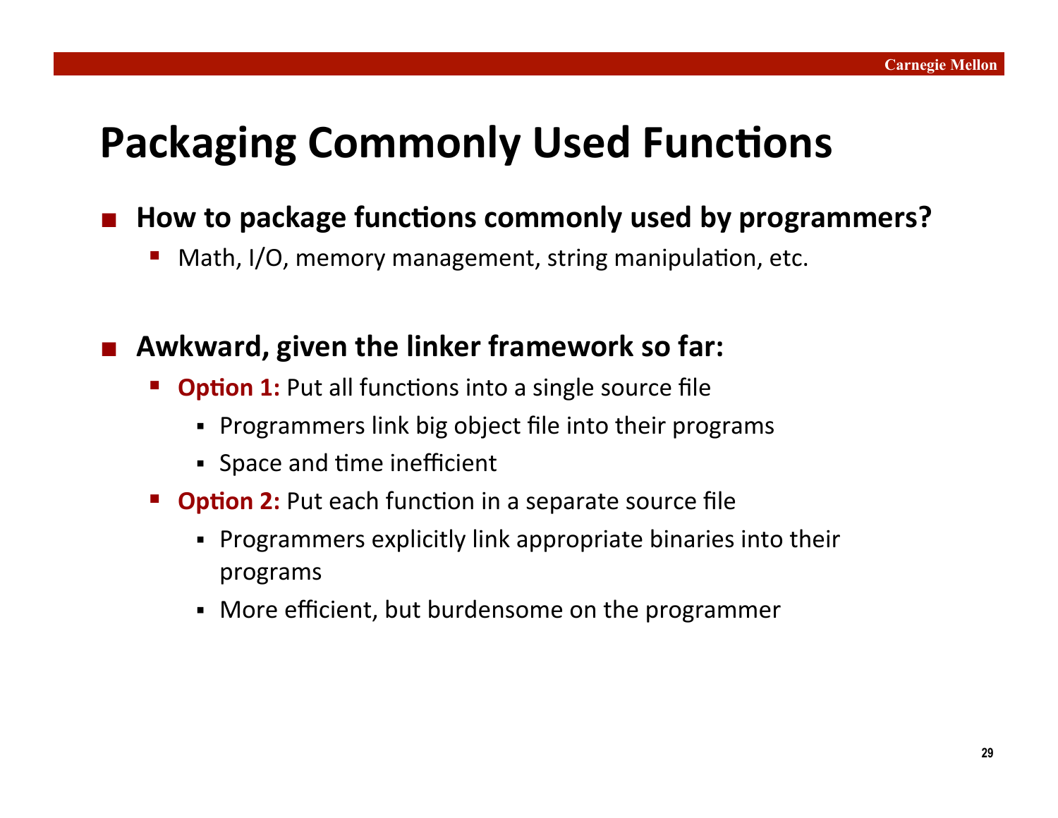# Packaging Commonly Used Functions

- **How to package functions commonly used by programmers?**
  - Math, I/O, memory management, string manipulation, etc.

- **Awkward, given the linker framework so far:**
  - **Option 1:** Put all functions into a single source file
    - Programmers link big object file into their programs
    - Space and time inefficient
  - **Option 2:** Put each function in a separate source file
    - Programmers explicitly link appropriate binaries into their programs
    - More efficient, but burdensome on the programmer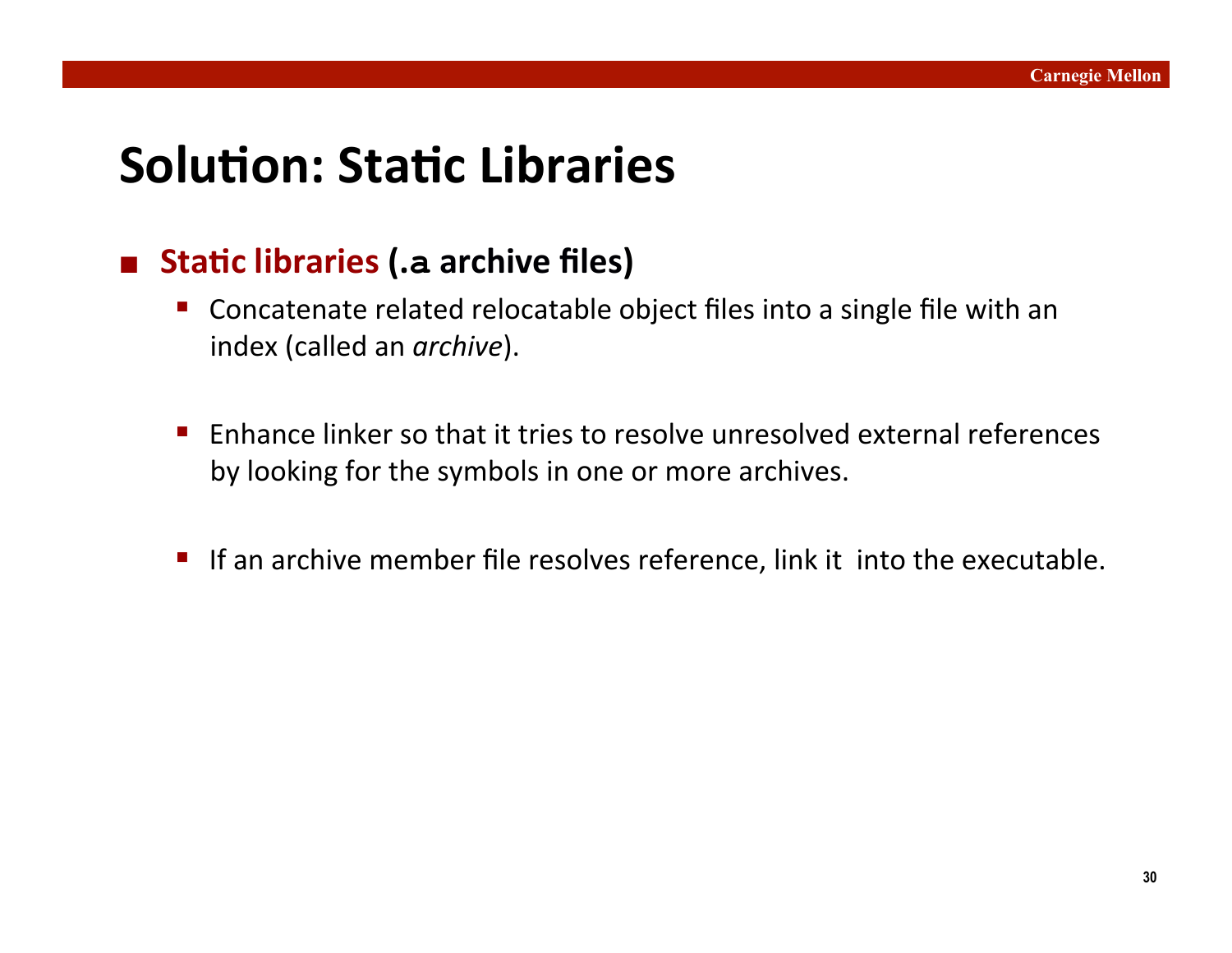# Solution: Static Libraries

- **Static libraries** **(`.a` archive files)**
  - Concatenate related relocatable object files into a single file with an index (called an *archive*).
  - Enhance linker so that it tries to resolve unresolved external references by looking for the symbols in one or more archives.
  - If an archive member file resolves reference, link it into the executable.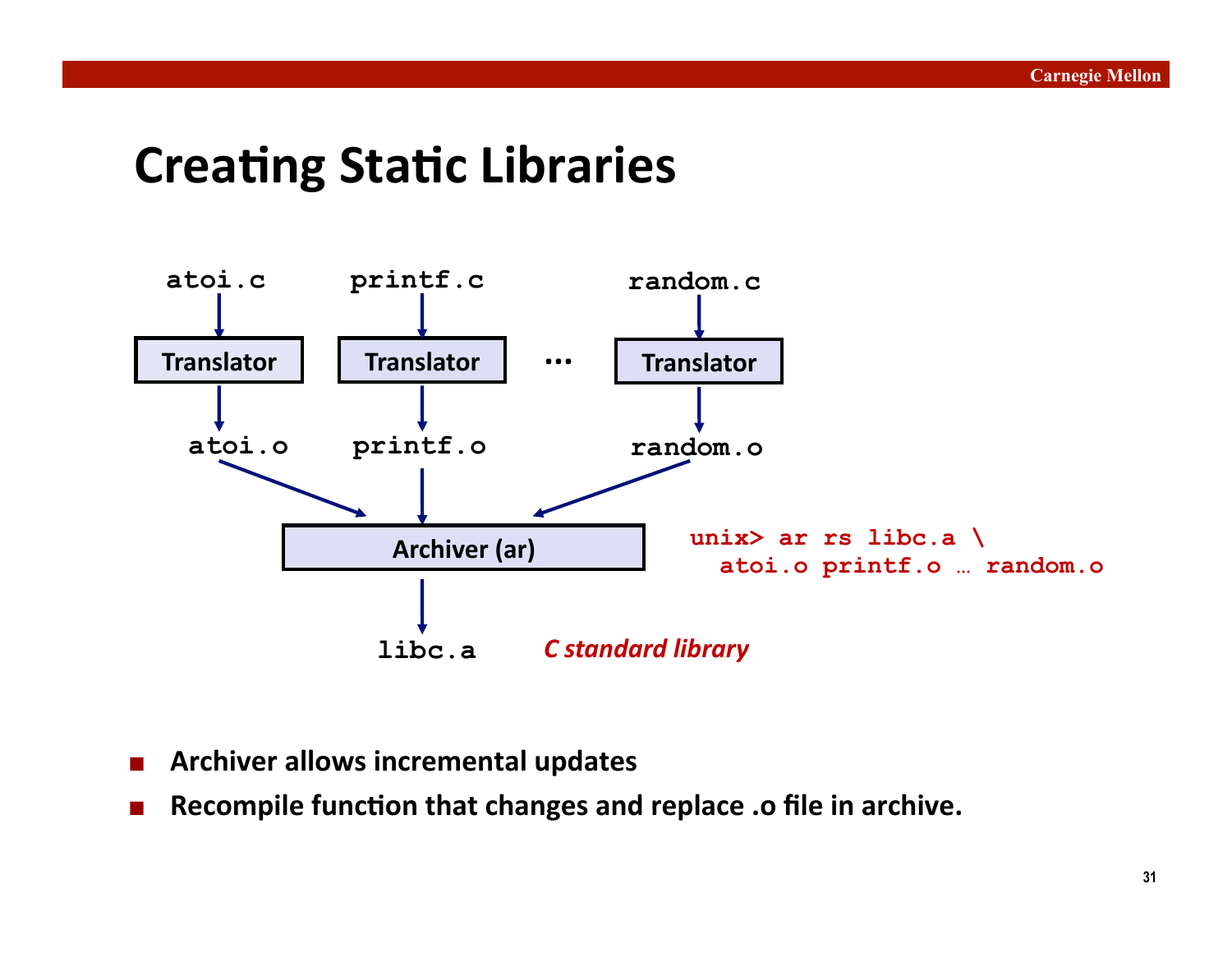# Creating Static Libraries

atoi.c → Translator → atoi.o

printf.c → Translator → printf.o

…

random.c → Translator → random.o

atoi.o, printf.o, random.o → Archiver (ar) → libc.a

```
unix> ar rs libc.a \
  atoi.o printf.o … random.o
```

libc.a *C standard library*

- **Archiver allows incremental updates**
- **Recompile function that changes and replace .o file in archive.**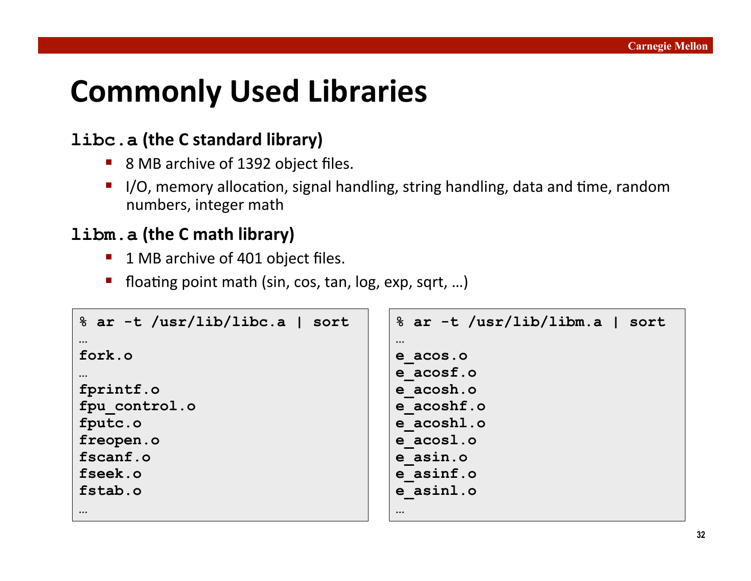# Commonly Used Libraries

### `libc.a` (the C standard library)

- 8 MB archive of 1392 object files.
- I/O, memory allocation, signal handling, string handling, data and time, random numbers, integer math

### `libm.a` (the C math library)

- 1 MB archive of 401 object files.
- floating point math (sin, cos, tan, log, exp, sqrt, …)

```
% ar -t /usr/lib/libc.a | sort
…
fork.o
…
fprintf.o
fpu_control.o
fputc.o
freopen.o
fscanf.o
fseek.o
fstab.o
…
```

```
% ar -t /usr/lib/libm.a | sort
…
e_acos.o
e_acosf.o
e_acosh.o
e_acoshf.o
e_acoshl.o
e_acosl.o
e_asin.o
e_asinf.o
e_asinl.o
…
```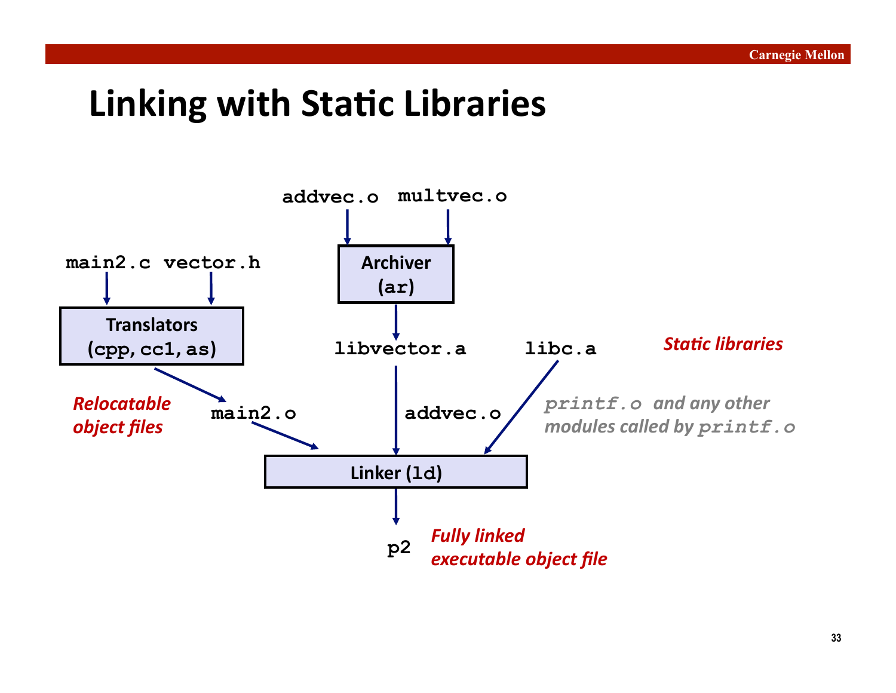# Linking with Static Libraries

addvec.o multvec.o

main2.c vector.h

**Archiver (ar)**

**Translators (cpp, cc1, as)**

libvector.a libc.a

***Static libraries***

***Relocatable object files***

main2.o

addvec.o

*printf.o and any other modules called by printf.o*

**Linker (ld)**

p2

***Fully linked executable object file***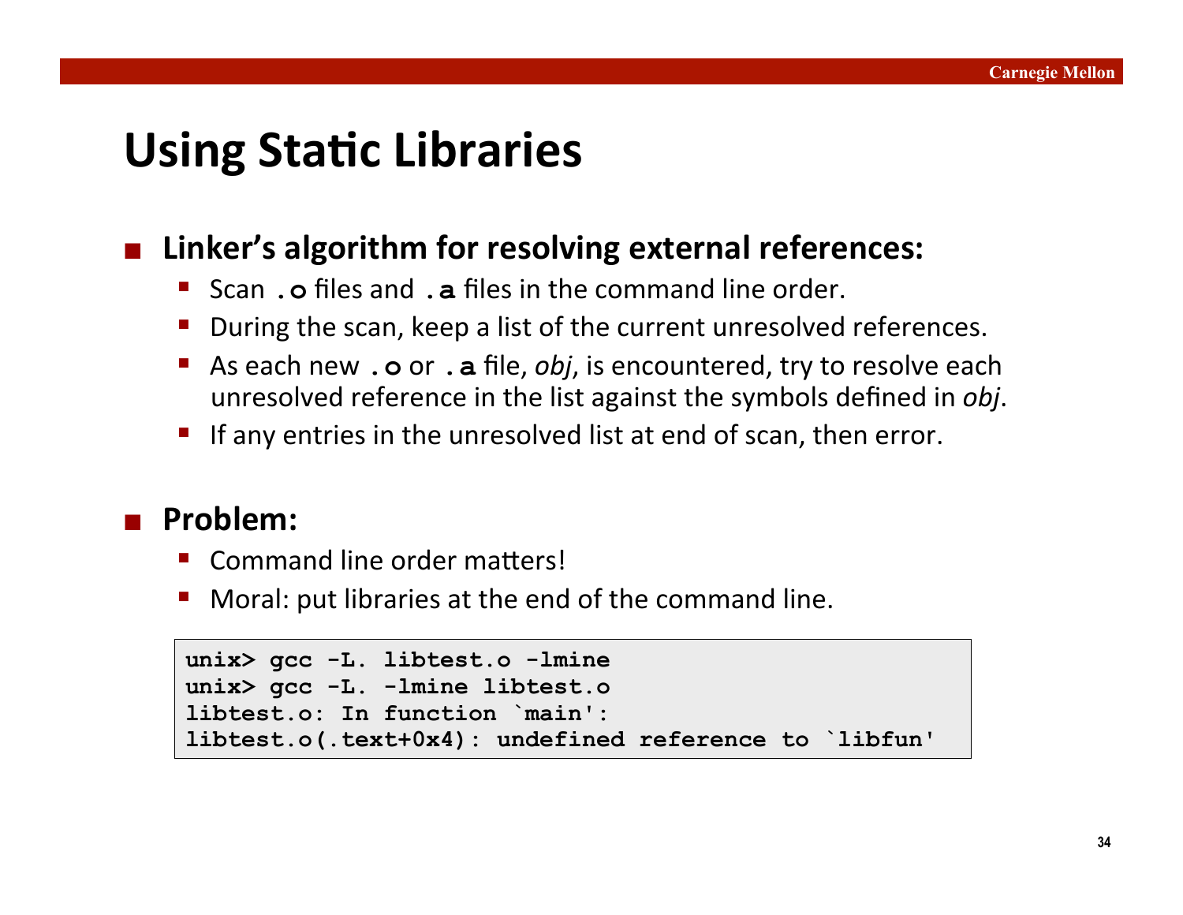# Using Static Libraries

- **Linker's algorithm for resolving external references:**
  - Scan `.o` files and `.a` files in the command line order.
  - During the scan, keep a list of the current unresolved references.
  - As each new `.o` or `.a` file, *obj*, is encountered, try to resolve each unresolved reference in the list against the symbols defined in *obj*.
  - If any entries in the unresolved list at end of scan, then error.

- **Problem:**
  - Command line order matters!
  - Moral: put libraries at the end of the command line.

```
unix> gcc -L. libtest.o -lmine
unix> gcc -L. -lmine libtest.o
libtest.o: In function `main':
libtest.o(.text+0x4): undefined reference to `libfun'
```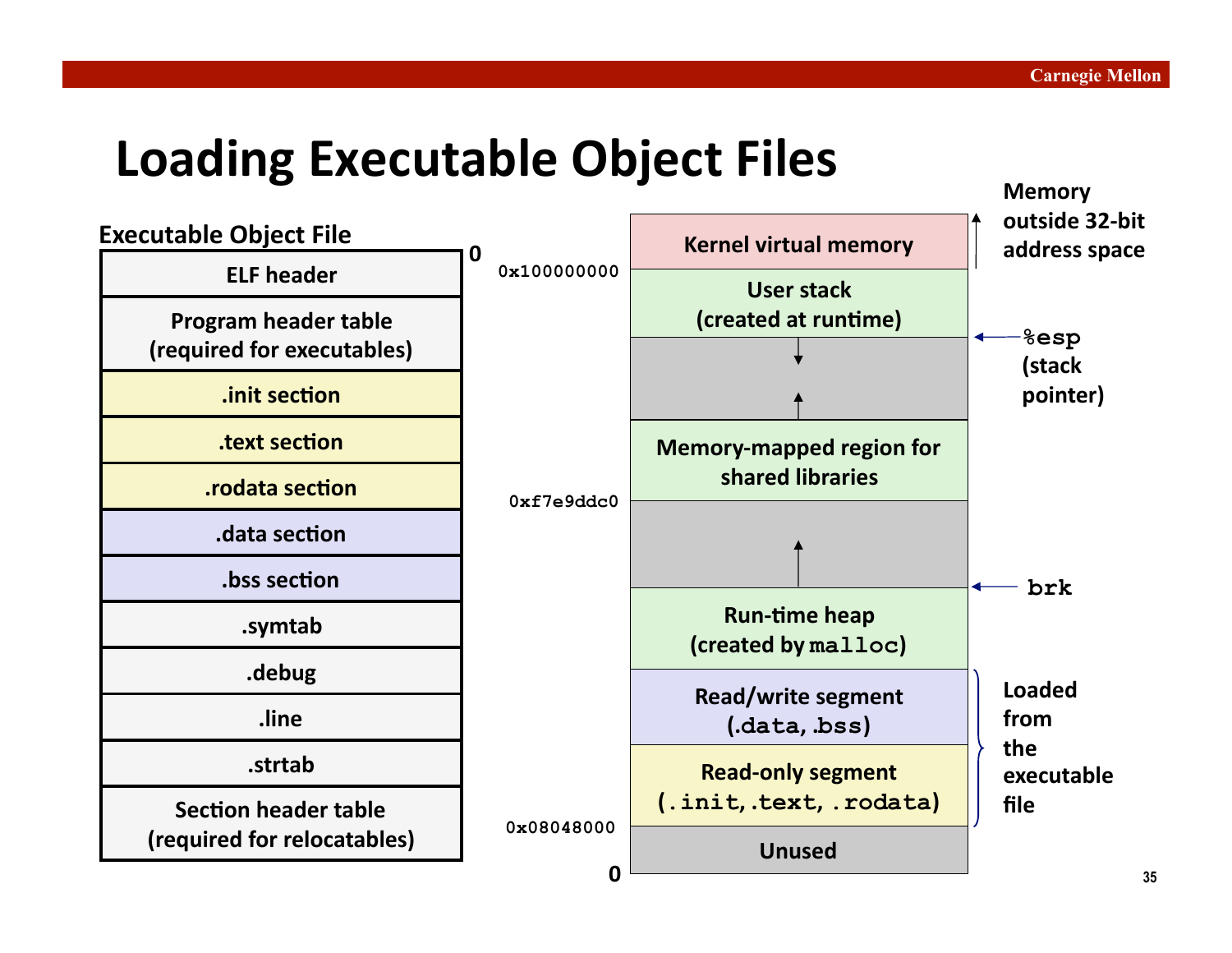# Loading Executable Object Files

**Executable Object File**

| 0 |
|---|
| ELF header |
| Program header table (required for executables) |
| .init section |
| .text section |
| .rodata section |
| .data section |
| .bss section |
| .symtab |
| .debug |
| .line |
| .strtab |
| Section header table (required for relocatables) |

| Address | Region | Notes |
|---|---|---|
| | Kernel virtual memory | Memory outside 32-bit address space |
| 0x100000000 | User stack (created at runtime) | |
| | ↓ | ← %esp (stack pointer) |
| | ↑ | |
| | Memory-mapped region for shared libraries | |
| 0xf7e9ddc0 | ↑ | |
| | Run-time heap (created by `malloc`) | ← brk |
| | Read/write segment (`.data`, `.bss`) | Loaded from the executable file |
| | Read-only segment (`.init`, `.text`, `.rodata`) | Loaded from the executable file |
| 0x08048000 | Unused | |
| 0 | | |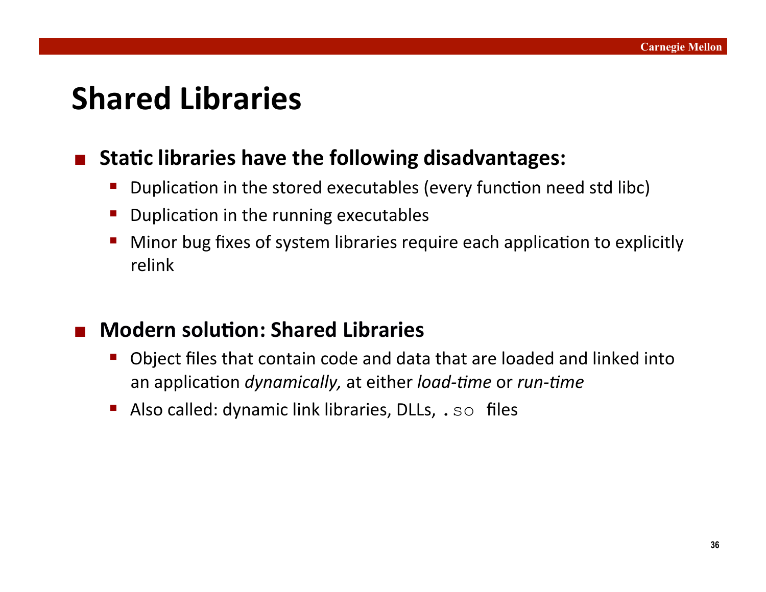# Shared Libraries

- **Static libraries have the following disadvantages:**
  - Duplication in the stored executables (every function need std libc)
  - Duplication in the running executables
  - Minor bug fixes of system libraries require each application to explicitly relink

- **Modern solution: Shared Libraries**
  - Object files that contain code and data that are loaded and linked into an application *dynamically,* at either *load-time* or *run-time*
  - Also called: dynamic link libraries, DLLs, `.so` files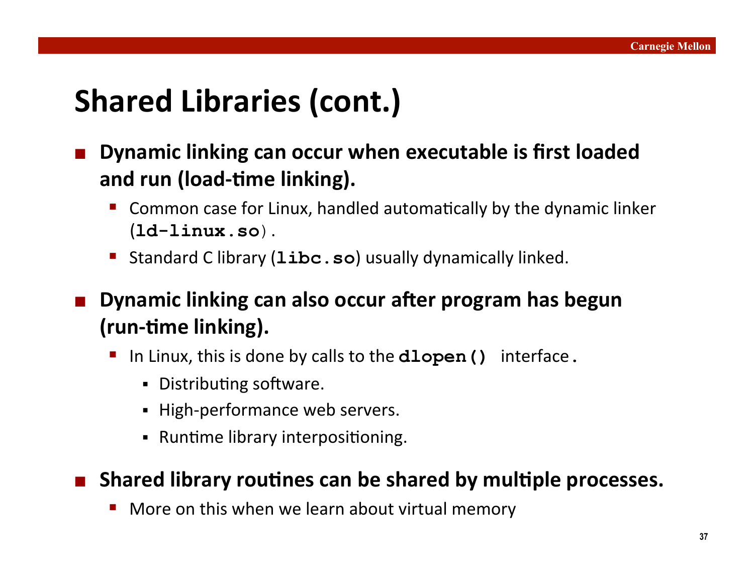# Shared Libraries (cont.)

- **Dynamic linking can occur when executable is first loaded and run (load-time linking).**
  - Common case for Linux, handled automatically by the dynamic linker (`ld-linux.so`).
  - Standard C library (`libc.so`) usually dynamically linked.

- **Dynamic linking can also occur after program has begun (run-time linking).**
  - In Linux, this is done by calls to the `dlopen()` interface.
    - Distributing software.
    - High-performance web servers.
    - Runtime library interpositioning.

- **Shared library routines can be shared by multiple processes.**
  - More on this when we learn about virtual memory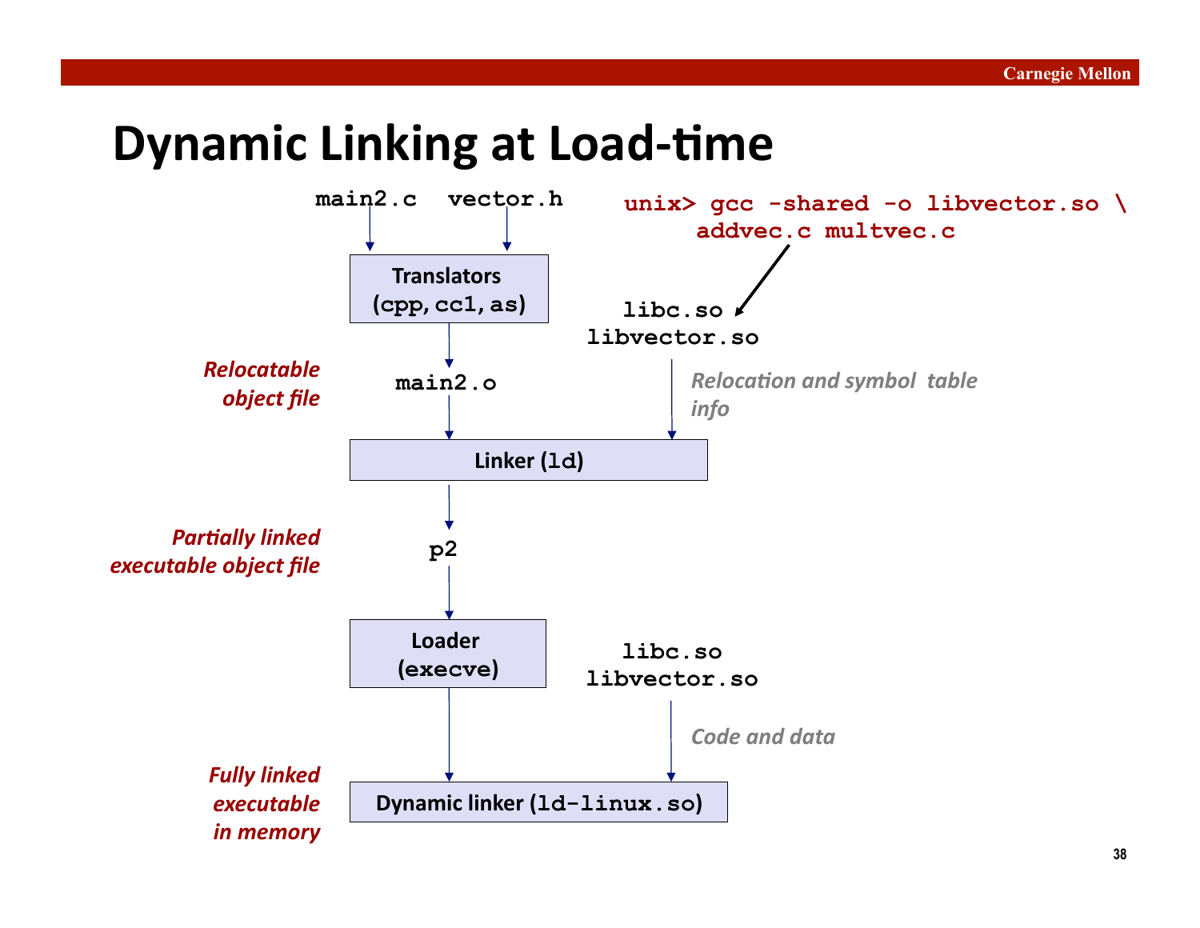# Dynamic Linking at Load-time

```
unix> gcc -shared -o libvector.so \
      addvec.c multvec.c
```

`main2.c` `vector.h` → **Translators** (`cpp`, `cc1`, `as`)

*Relocatable object file*: `main2.o`

`main2.o` → **Linker** (`ld`) ← `libc.so`, `libvector.so` (*Relocation and symbol table info*)

*Partially linked executable object file*: `p2`

`p2` → **Loader** (`execve`)

**Loader** (`execve`) → **Dynamic linker** (`ld-linux.so`) ← `libc.so`, `libvector.so` (*Code and data*)

*Fully linked executable in memory*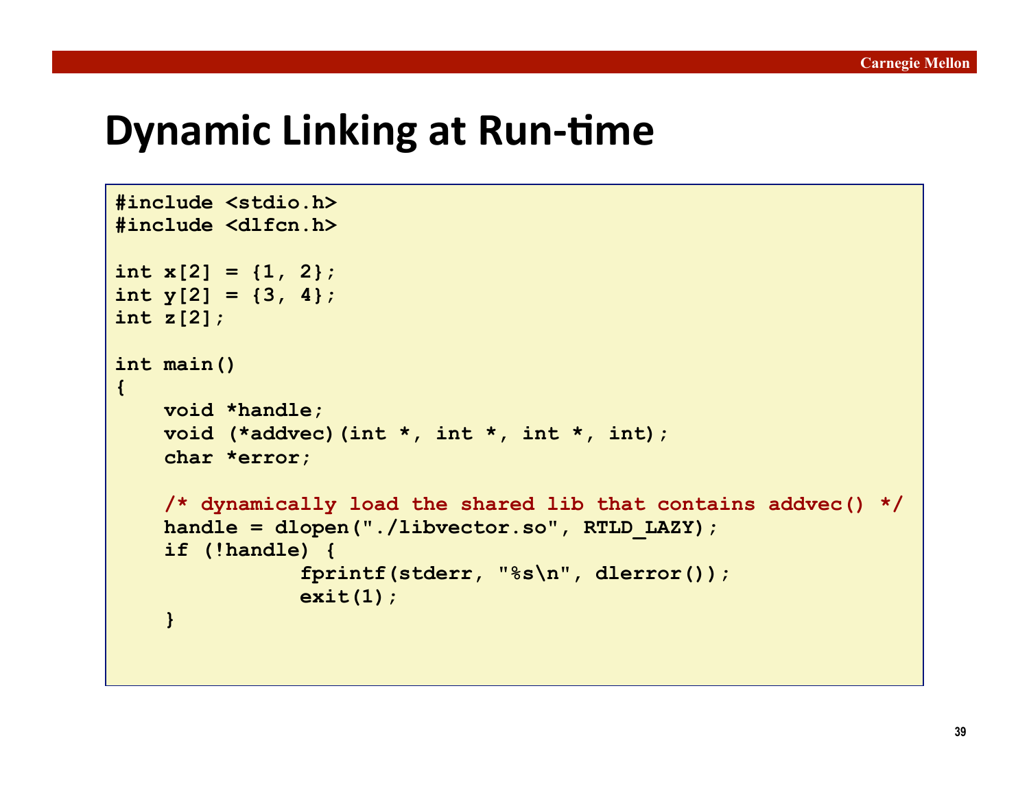# Dynamic Linking at Run-time

```
#include <stdio.h>
#include <dlfcn.h>

int x[2] = {1, 2};
int y[2] = {3, 4};
int z[2];

int main()
{
    void *handle;
    void (*addvec)(int *, int *, int *, int);
    char *error;

    /* dynamically load the shared lib that contains addvec() */
    handle = dlopen("./libvector.so", RTLD_LAZY);
    if (!handle) {
                fprintf(stderr, "%s\n", dlerror());
                exit(1);
    }
```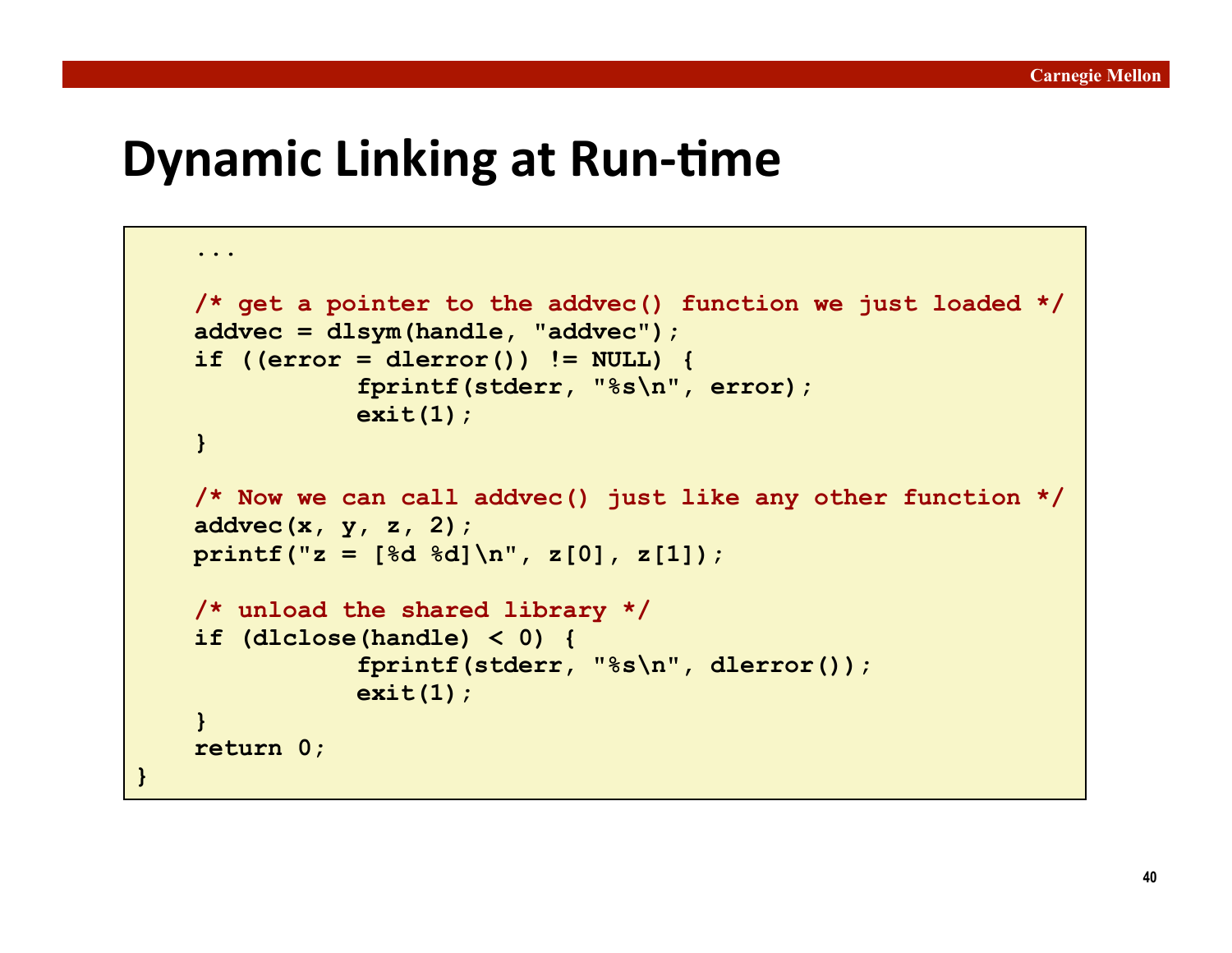# Dynamic Linking at Run-time

```
    ...

    /* get a pointer to the addvec() function we just loaded */
    addvec = dlsym(handle, "addvec");
    if ((error = dlerror()) != NULL) {
              fprintf(stderr, "%s\n", error);
              exit(1);
    }

    /* Now we can call addvec() just like any other function */
    addvec(x, y, z, 2);
    printf("z = [%d %d]\n", z[0], z[1]);

    /* unload the shared library */
    if (dlclose(handle) < 0) {
              fprintf(stderr, "%s\n", dlerror());
              exit(1);
    }
    return 0;
}
```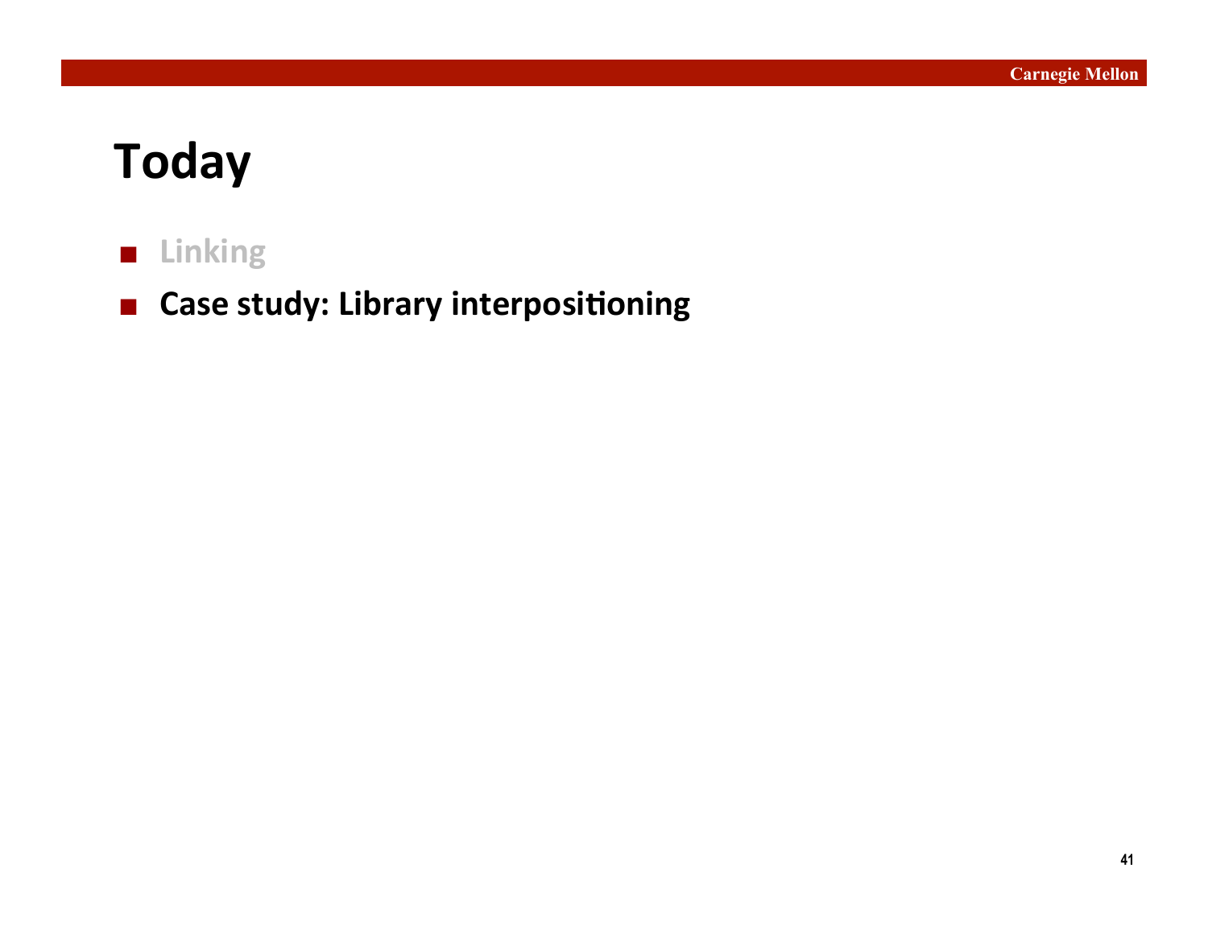# Today

- Linking
- **Case study: Library interpositioning**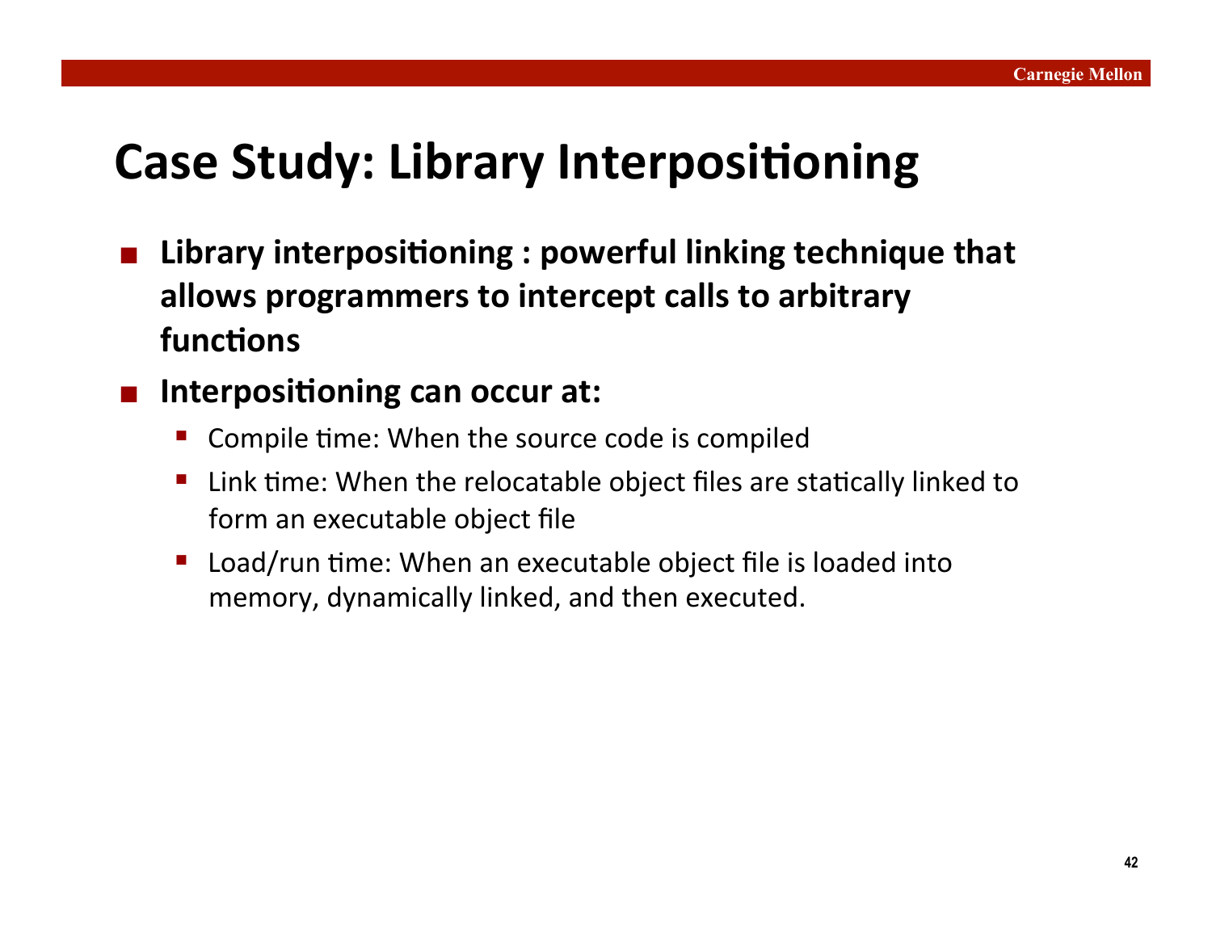# Case Study: Library Interpositioning

- **Library interpositioning : powerful linking technique that allows programmers to intercept calls to arbitrary functions**
- **Interpositioning can occur at:**
  - Compile time: When the source code is compiled
  - Link time: When the relocatable object files are statically linked to form an executable object file
  - Load/run time: When an executable object file is loaded into memory, dynamically linked, and then executed.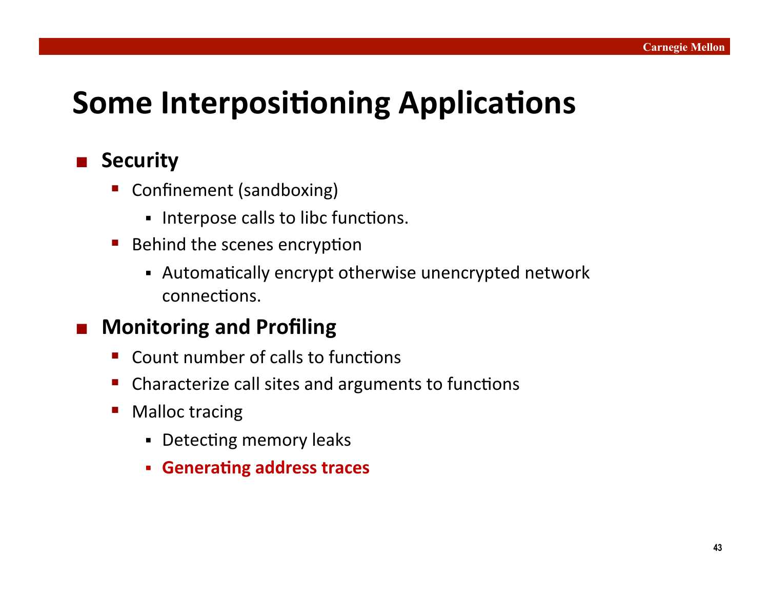# Some Interpositioning Applications

- **Security**
  - Confinement (sandboxing)
    - Interpose calls to libc functions.
  - Behind the scenes encryption
    - Automatically encrypt otherwise unencrypted network connections.
- **Monitoring and Profiling**
  - Count number of calls to functions
  - Characterize call sites and arguments to functions
  - Malloc tracing
    - Detecting memory leaks
    - **Generating address traces**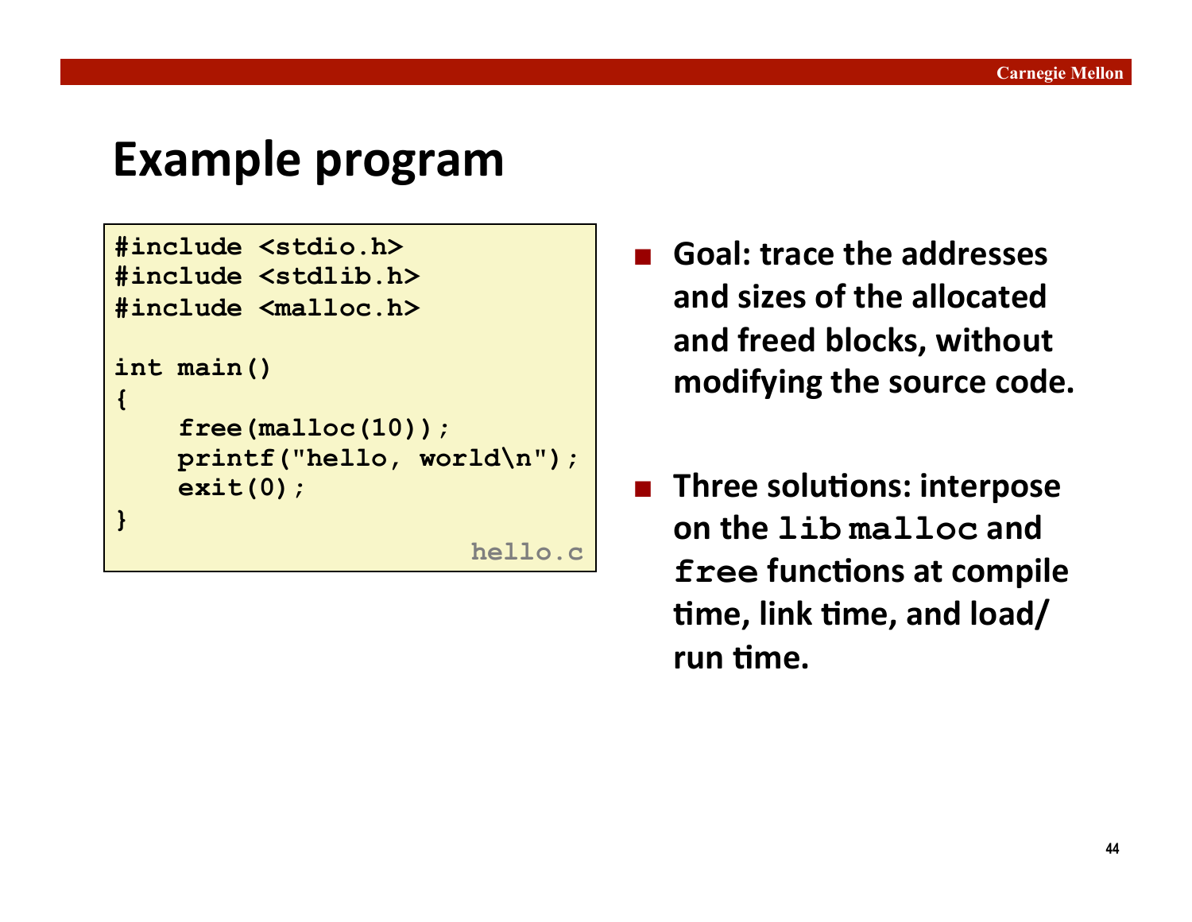# Example program

```
#include <stdio.h>
#include <stdlib.h>
#include <malloc.h>

int main()
{
    free(malloc(10));
    printf("hello, world\n");
    exit(0);
}
```

hello.c

- **Goal: trace the addresses and sizes of the allocated and freed blocks, without modifying the source code.**

- **Three solutions: interpose on the lib `malloc` and `free` functions at compile time, link time, and load/run time.**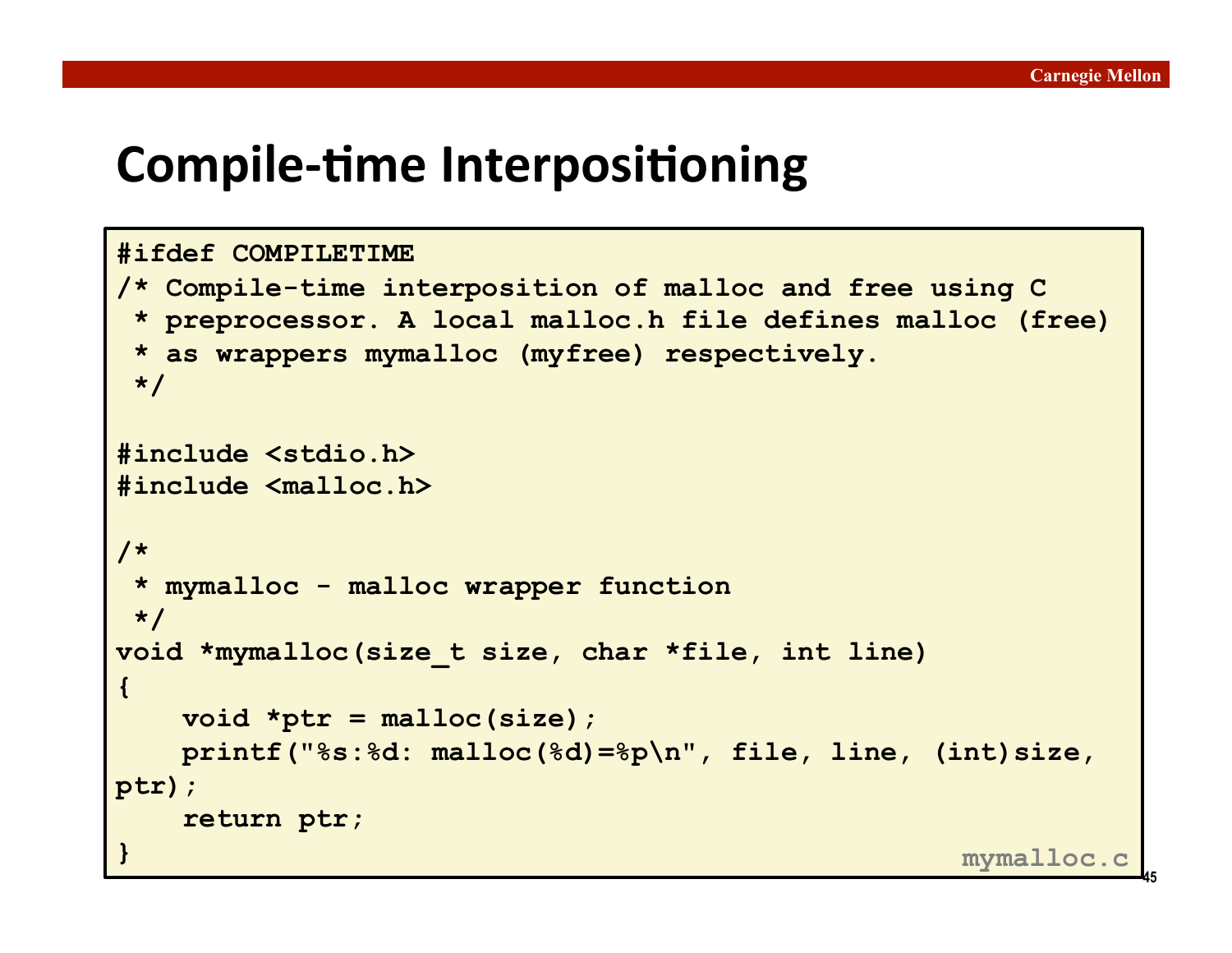# Compile-time Interpositioning

```
#ifdef COMPILETIME
/* Compile-time interposition of malloc and free using C
 * preprocessor. A local malloc.h file defines malloc (free)
 * as wrappers mymalloc (myfree) respectively.
 */

#include <stdio.h>
#include <malloc.h>

/*
 * mymalloc - malloc wrapper function
 */
void *mymalloc(size_t size, char *file, int line)
{
    void *ptr = malloc(size);
    printf("%s:%d: malloc(%d)=%p\n", file, line, (int)size,
ptr);
    return ptr;
}
```

mymalloc.c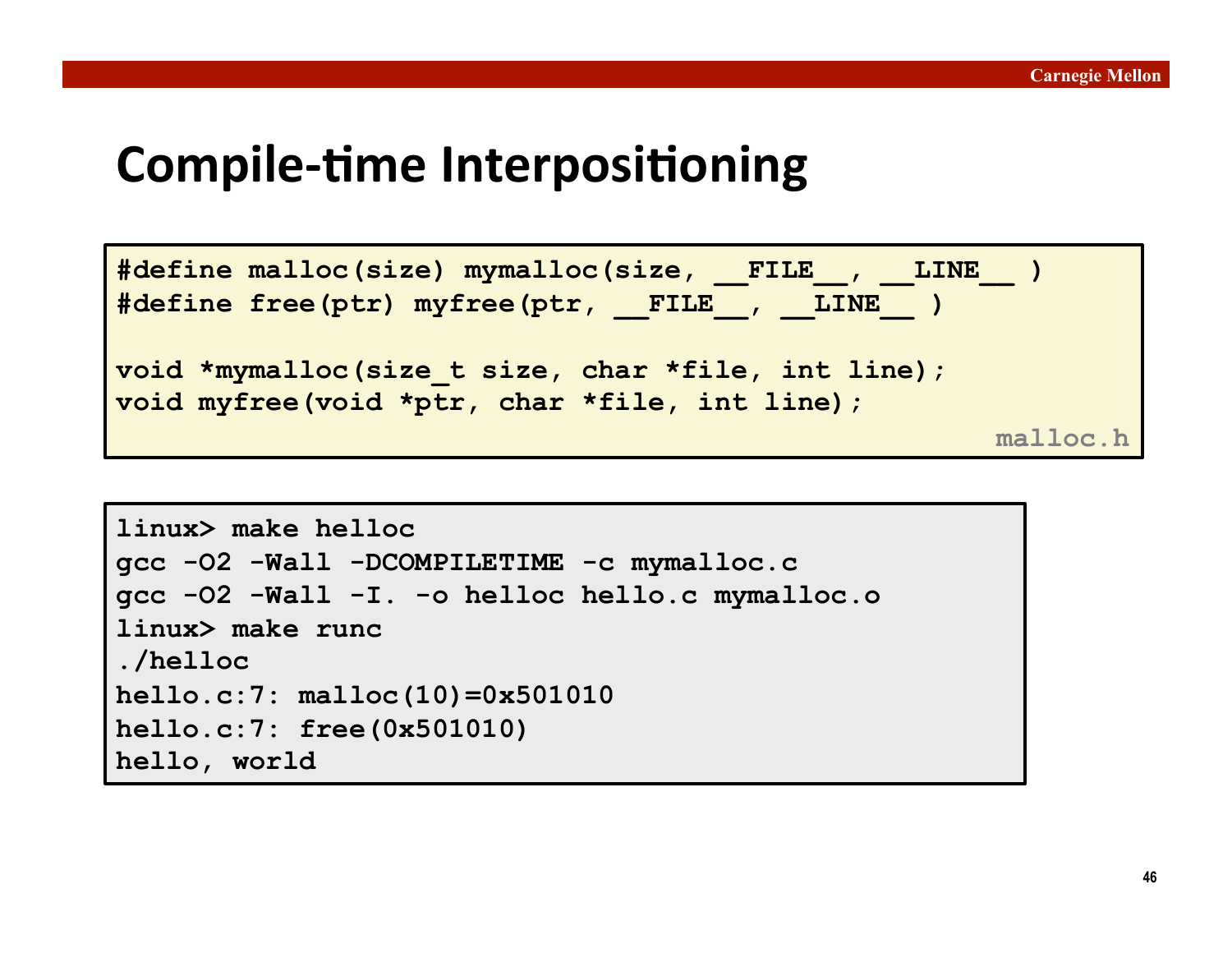# Compile-time Interpositioning

```
#define malloc(size) mymalloc(size, __FILE__, __LINE__ )
#define free(ptr) myfree(ptr, __FILE__, __LINE__ )

void *mymalloc(size_t size, char *file, int line);
void myfree(void *ptr, char *file, int line);
```

malloc.h

```
linux> make helloc
gcc -O2 -Wall -DCOMPILETIME -c mymalloc.c
gcc -O2 -Wall -I. -o helloc hello.c mymalloc.o
linux> make runc
./helloc
hello.c:7: malloc(10)=0x501010
hello.c:7: free(0x501010)
hello, world
```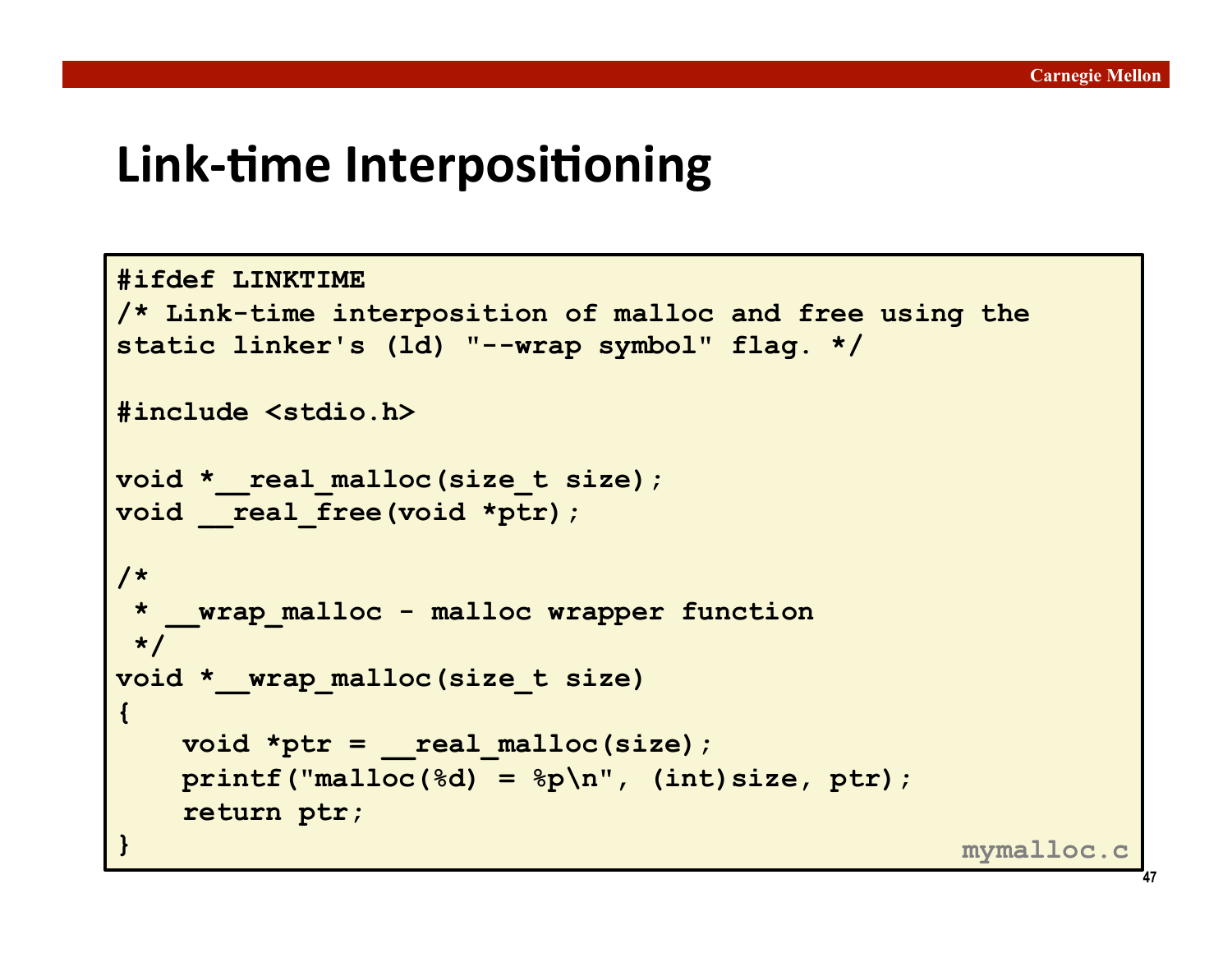# Link-time Interpositioning

```
#ifdef LINKTIME
/* Link-time interposition of malloc and free using the
static linker's (ld) "--wrap symbol" flag. */

#include <stdio.h>

void *__real_malloc(size_t size);
void __real_free(void *ptr);

/*
 * __wrap_malloc - malloc wrapper function
 */
void *__wrap_malloc(size_t size)
{
    void *ptr = __real_malloc(size);
    printf("malloc(%d) = %p\n", (int)size, ptr);
    return ptr;
}
```

mymalloc.c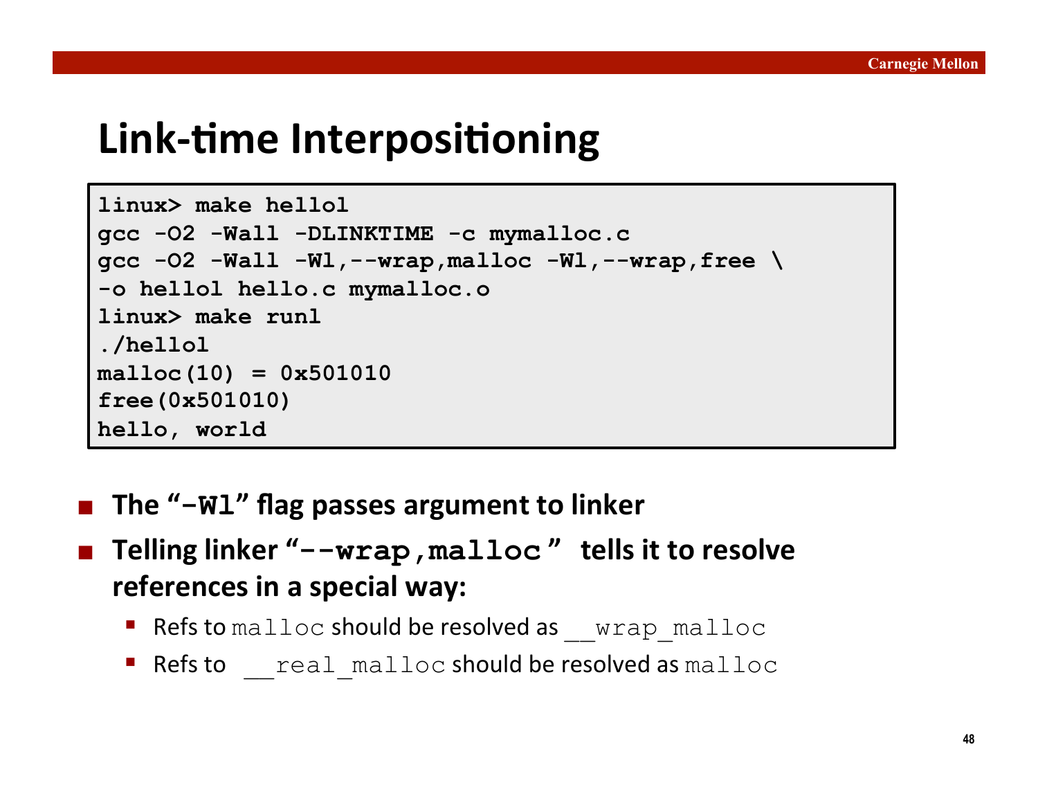# Link-time Interpositioning

```
linux> make hellol
gcc -O2 -Wall -DLINKTIME -c mymalloc.c
gcc -O2 -Wall -Wl,--wrap,malloc -Wl,--wrap,free \
-o hellol hello.c mymalloc.o
linux> make runl
./hellol
malloc(10) = 0x501010
free(0x501010)
hello, world
```

- **The "`-Wl`" flag passes argument to linker**
- **Telling linker "`--wrap,malloc`" tells it to resolve references in a special way:**
  - Refs to `malloc` should be resolved as `__wrap_malloc`
  - Refs to `__real_malloc` should be resolved as `malloc`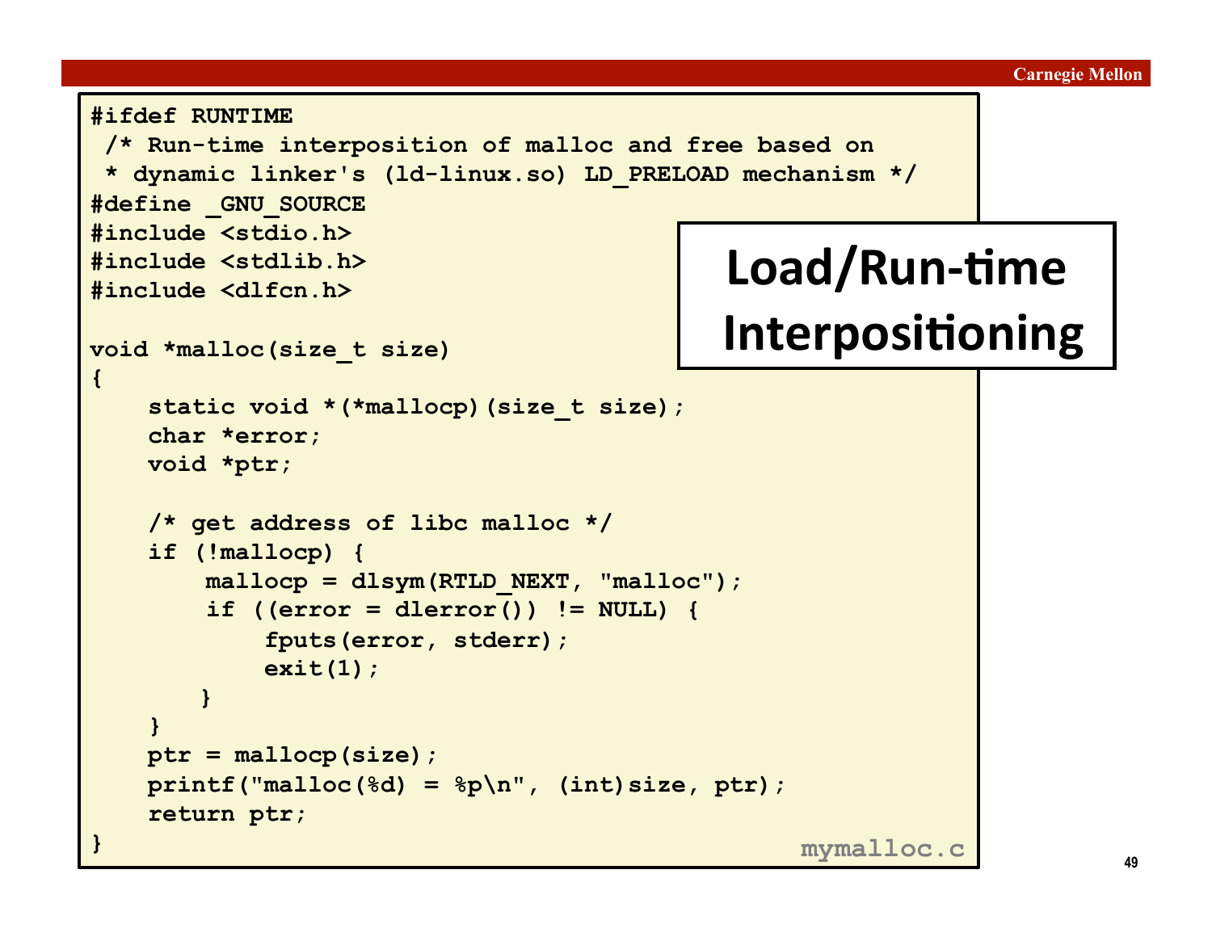## Load/Run-time Interpositioning

```c
#ifdef RUNTIME
 /* Run-time interposition of malloc and free based on
 * dynamic linker's (ld-linux.so) LD_PRELOAD mechanism */
#define _GNU_SOURCE
#include <stdio.h>
#include <stdlib.h>
#include <dlfcn.h>

void *malloc(size_t size)
{
    static void *(*mallocp)(size_t size);
    char *error;
    void *ptr;

    /* get address of libc malloc */
    if (!mallocp) {
        mallocp = dlsym(RTLD_NEXT, "malloc");
        if ((error = dlerror()) != NULL) {
            fputs(error, stderr);
            exit(1);
        }
    }
    ptr = mallocp(size);
    printf("malloc(%d) = %p\n", (int)size, ptr);
    return ptr;
}
```

mymalloc.c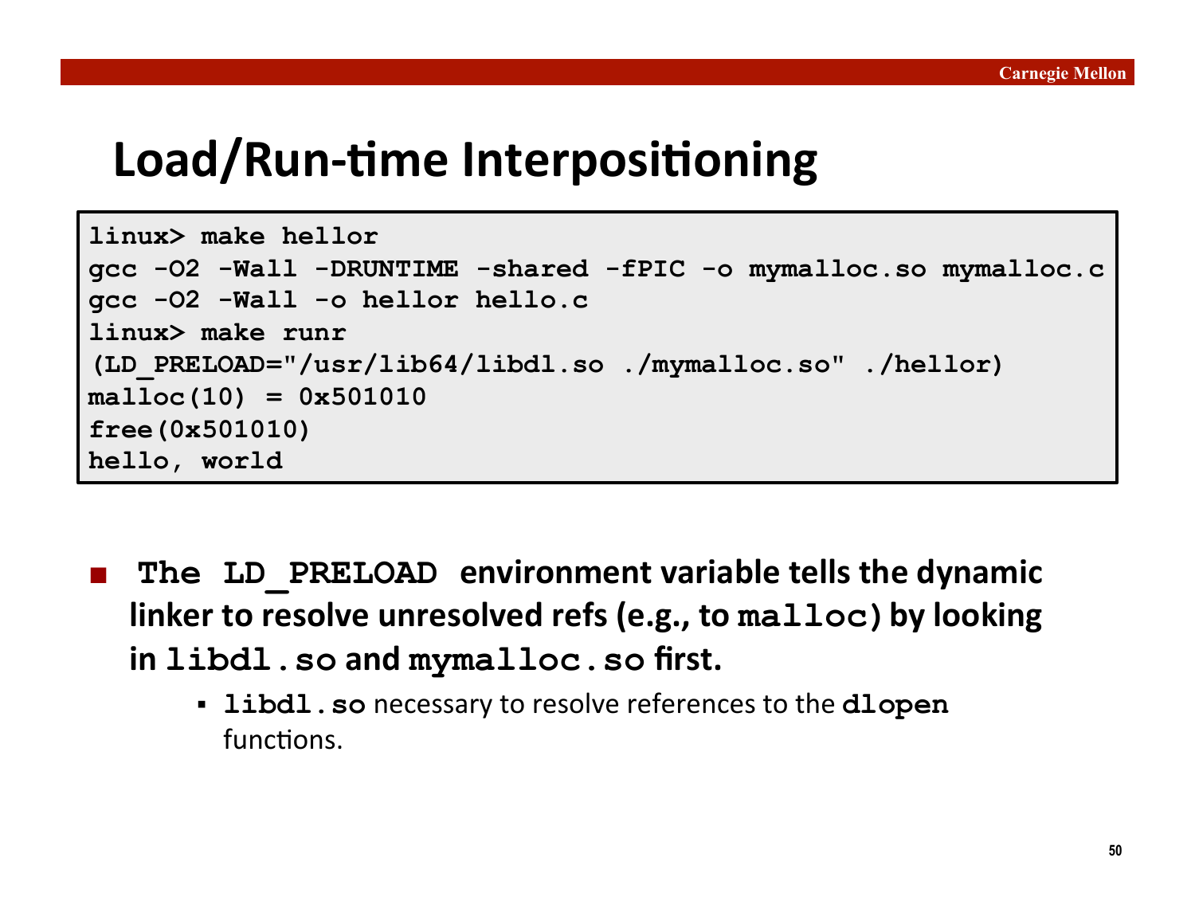# Load/Run-time Interpositioning

```
linux> make hellor
gcc -O2 -Wall -DRUNTIME -shared -fPIC -o mymalloc.so mymalloc.c
gcc -O2 -Wall -o hellor hello.c
linux> make runr
(LD_PRELOAD="/usr/lib64/libdl.so ./mymalloc.so" ./hellor)
malloc(10) = 0x501010
free(0x501010)
hello, world
```

- **The `LD_PRELOAD` environment variable tells the dynamic linker to resolve unresolved refs (e.g., to `malloc`) by looking in `libdl.so` and `mymalloc.so` first.**
  - `libdl.so` necessary to resolve references to the `dlopen` functions.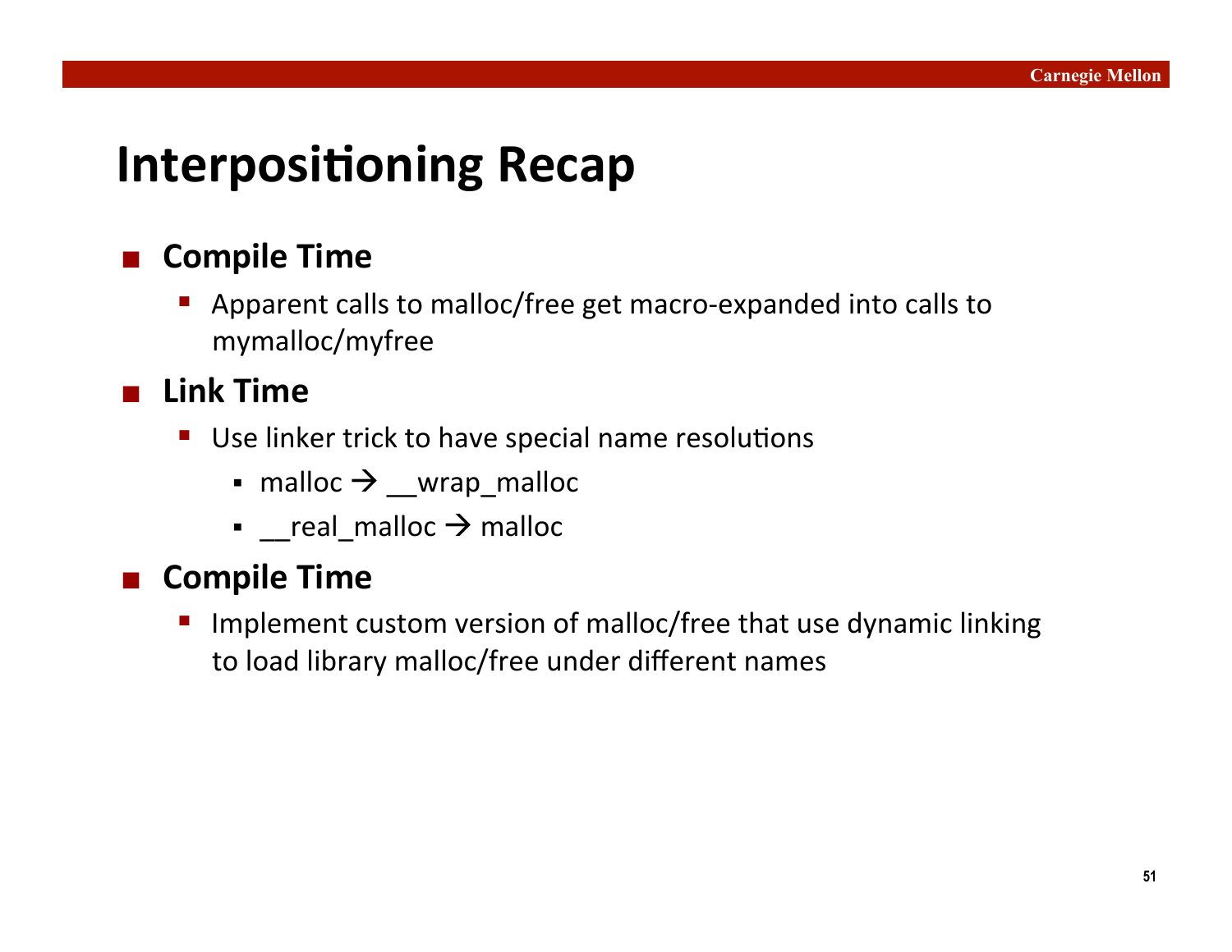# Interpositioning Recap

- **Compile Time**
  - Apparent calls to malloc/free get macro-expanded into calls to mymalloc/myfree
- **Link Time**
  - Use linker trick to have special name resolutions
    - malloc → __wrap_malloc
    - __real_malloc → malloc
- **Compile Time**
  - Implement custom version of malloc/free that use dynamic linking to load library malloc/free under different names